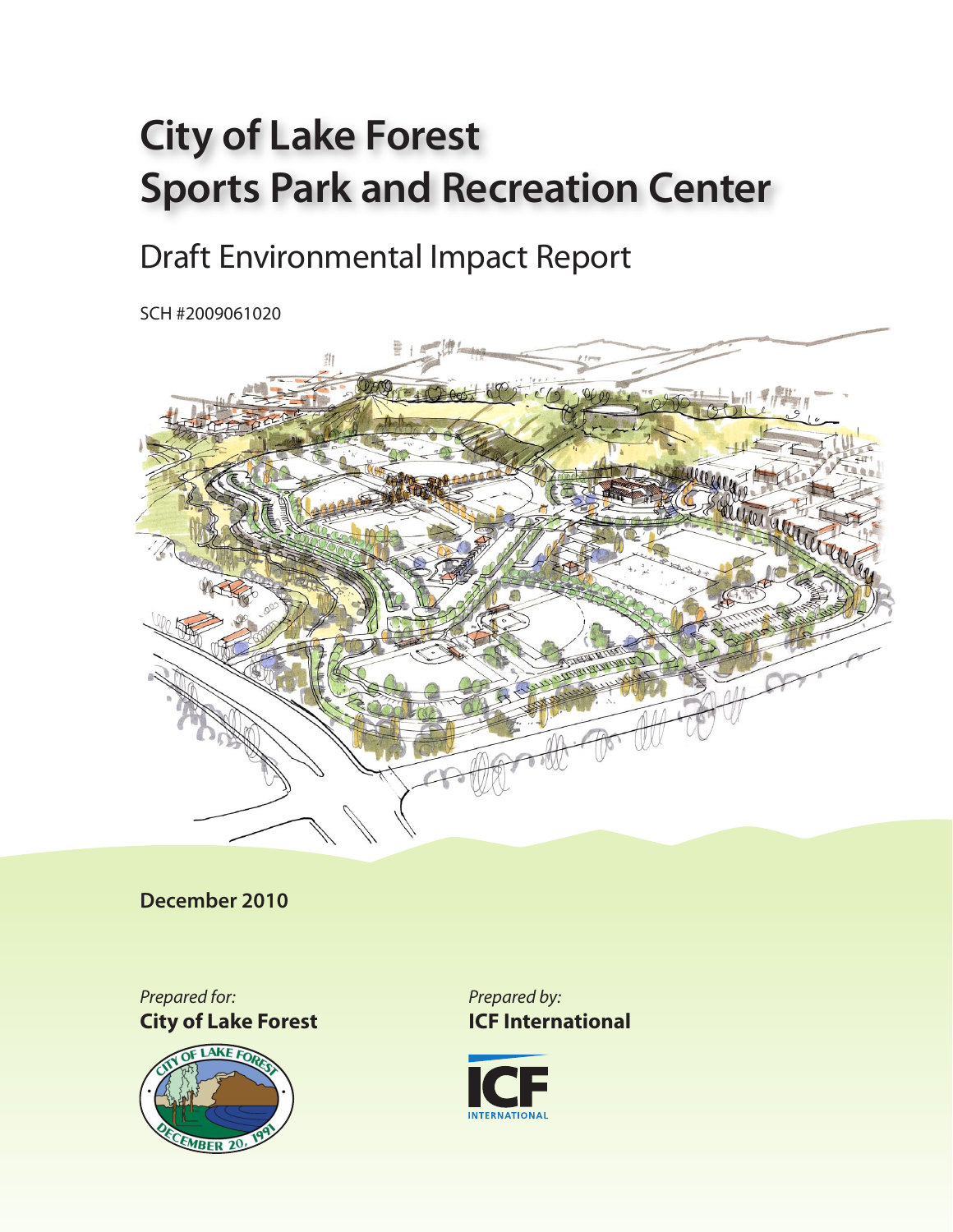# City of Lake Forest Sports Park and Recreation Center

## Draft Environmental Impact Report

SCH #2009061020

**December 2010**

*Prepared for:*
**City of Lake Forest**

*Prepared by:*
**ICF International**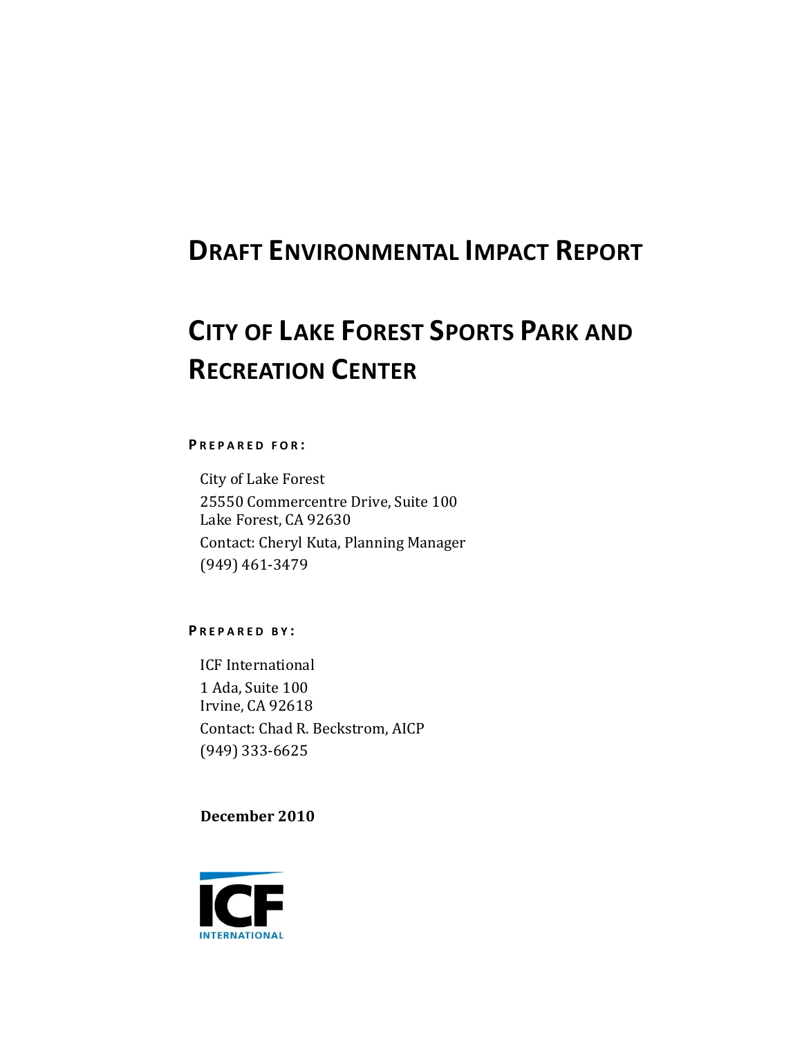# Draft Environmental Impact Report

# City of Lake Forest Sports Park and Recreation Center

**PREPARED FOR:**

City of Lake Forest
25550 Commercentre Drive, Suite 100
Lake Forest, CA 92630
Contact: Cheryl Kuta, Planning Manager
(949) 461-3479

**PREPARED BY:**

ICF International
1 Ada, Suite 100
Irvine, CA 92618
Contact: Chad R. Beckstrom, AICP
(949) 333-6625

**December 2010**

ICF INTERNATIONAL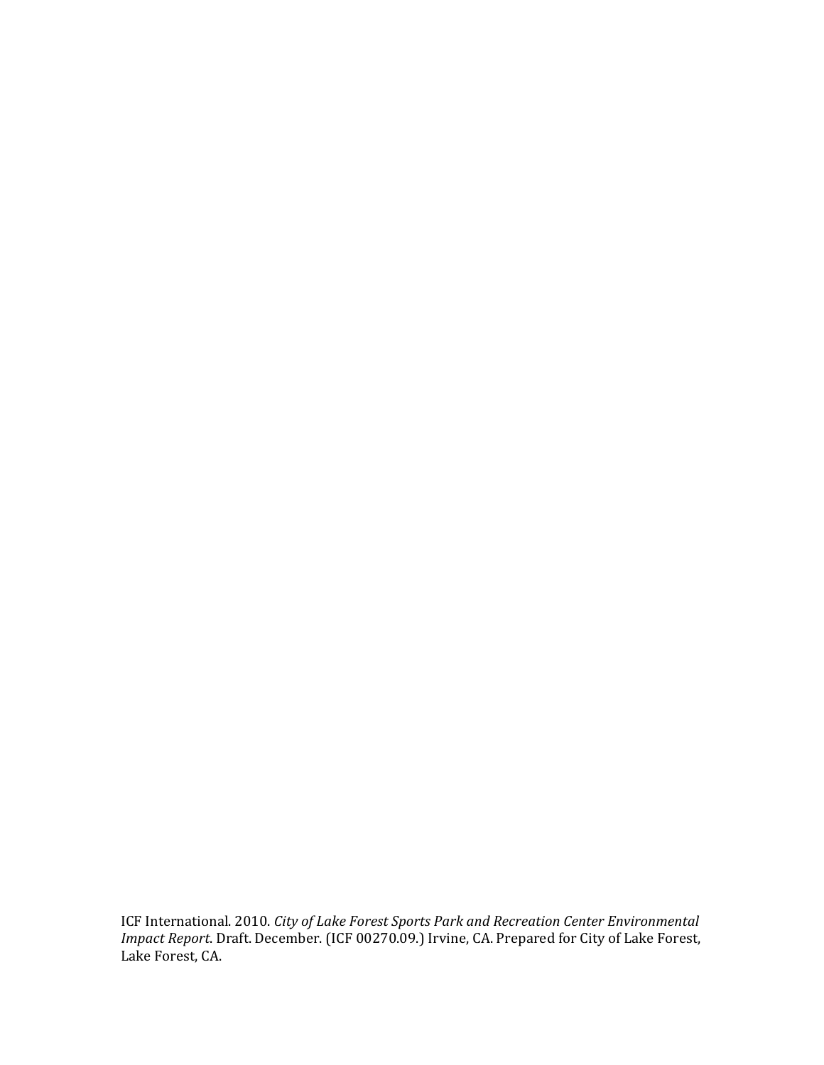ICF International. 2010. *City of Lake Forest Sports Park and Recreation Center Environmental Impact Report*. Draft. December. (ICF 00270.09.) Irvine, CA. Prepared for City of Lake Forest, Lake Forest, CA.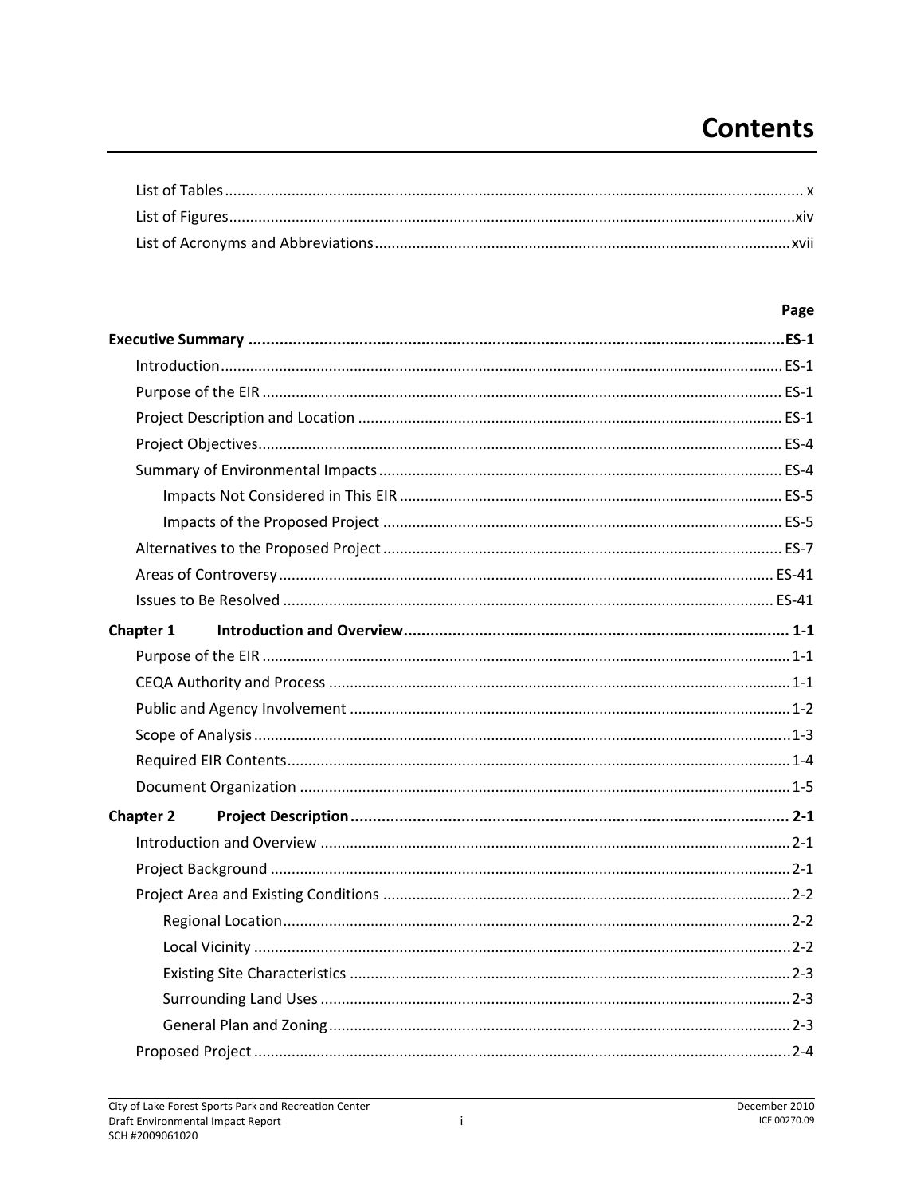# Contents

List of Tables ........................................................................................................................................ x
List of Figures.......................................................................................................................................xiv
List of Acronyms and Abbreviations ..................................................................................................xvii

| | Page |
|---|---|
| **Executive Summary** | **ES-1** |
| Introduction | ES-1 |
| Purpose of the EIR | ES-1 |
| Project Description and Location | ES-1 |
| Project Objectives | ES-4 |
| Summary of Environmental Impacts | ES-4 |
| Impacts Not Considered in This EIR | ES-5 |
| Impacts of the Proposed Project | ES-5 |
| Alternatives to the Proposed Project | ES-7 |
| Areas of Controversy | ES-41 |
| Issues to Be Resolved | ES-41 |
| **Chapter 1 Introduction and Overview** | **1-1** |
| Purpose of the EIR | 1-1 |
| CEQA Authority and Process | 1-1 |
| Public and Agency Involvement | 1-2 |
| Scope of Analysis | 1-3 |
| Required EIR Contents | 1-4 |
| Document Organization | 1-5 |
| **Chapter 2 Project Description** | **2-1** |
| Introduction and Overview | 2-1 |
| Project Background | 2-1 |
| Project Area and Existing Conditions | 2-2 |
| Regional Location | 2-2 |
| Local Vicinity | 2-2 |
| Existing Site Characteristics | 2-3 |
| Surrounding Land Uses | 2-3 |
| General Plan and Zoning | 2-3 |
| Proposed Project | 2-4 |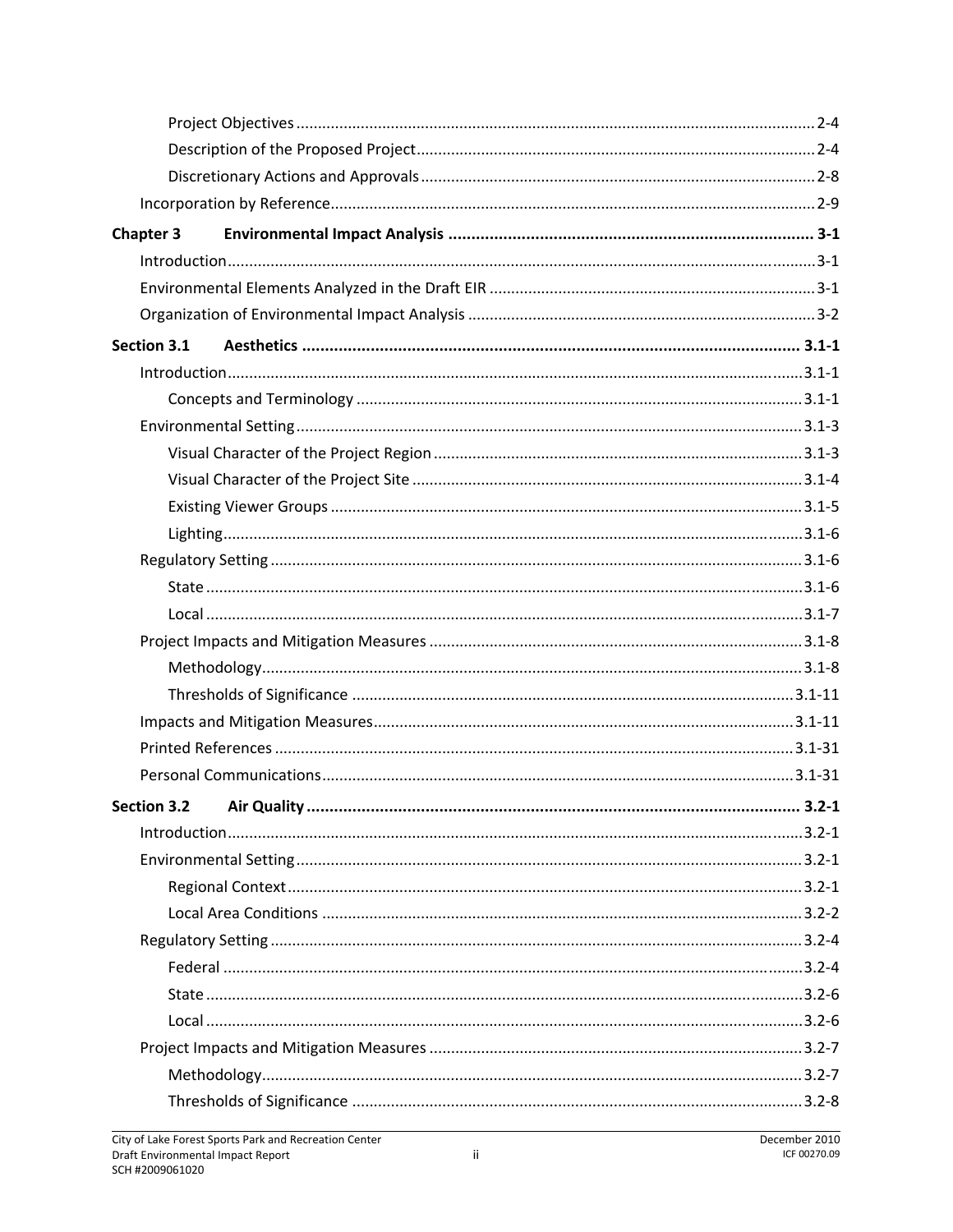Project Objectives ........................................................................................................................ 2-4

Description of the Proposed Project ............................................................................................ 2-4

Discretionary Actions and Approvals ........................................................................................... 2-8

Incorporation by Reference ................................................................................................................ 2-9

**Chapter 3 Environmental Impact Analysis ................................................................................ 3-1**

Introduction ........................................................................................................................................ 3-1

Environmental Elements Analyzed in the Draft EIR ........................................................................... 3-1

Organization of Environmental Impact Analysis ................................................................................ 3-2

**Section 3.1 Aesthetics ............................................................................................................ 3.1-1**

Introduction ..................................................................................................................................... 3.1-1

Concepts and Terminology ....................................................................................................... 3.1-1

Environmental Setting ..................................................................................................................... 3.1-3

Visual Character of the Project Region ..................................................................................... 3.1-3

Visual Character of the Project Site .......................................................................................... 3.1-4

Existing Viewer Groups ............................................................................................................ 3.1-5

Lighting ...................................................................................................................................... 3.1-6

Regulatory Setting ........................................................................................................................... 3.1-6

State ......................................................................................................................................... 3.1-6

Local ......................................................................................................................................... 3.1-7

Project Impacts and Mitigation Measures ...................................................................................... 3.1-8

Methodology ............................................................................................................................ 3.1-8

Thresholds of Significance ...................................................................................................... 3.1-11

Impacts and Mitigation Measures ................................................................................................. 3.1-11

Printed References ........................................................................................................................ 3.1-31

Personal Communications ............................................................................................................. 3.1-31

**Section 3.2 Air Quality ............................................................................................................ 3.2-1**

Introduction ..................................................................................................................................... 3.2-1

Environmental Setting ..................................................................................................................... 3.2-1

Regional Context ...................................................................................................................... 3.2-1

Local Area Conditions .............................................................................................................. 3.2-2

Regulatory Setting ........................................................................................................................... 3.2-4

Federal ..................................................................................................................................... 3.2-4

State ......................................................................................................................................... 3.2-6

Local ......................................................................................................................................... 3.2-6

Project Impacts and Mitigation Measures ...................................................................................... 3.2-7

Methodology ............................................................................................................................ 3.2-7

Thresholds of Significance ........................................................................................................ 3.2-8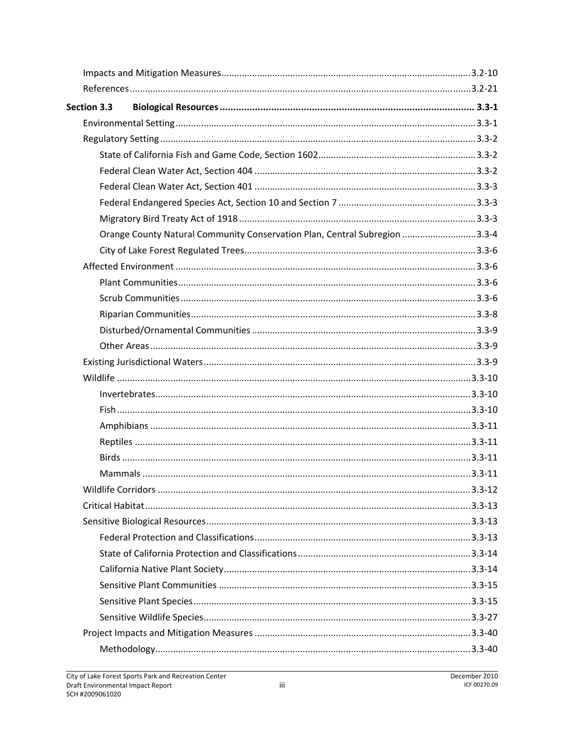Impacts and Mitigation Measures ............................................................ 3.2-10

References ............................................................ 3.2-21

**Section 3.3 Biological Resources ............................................................ 3.3-1**

Environmental Setting ............................................................ 3.3-1

Regulatory Setting ............................................................ 3.3-2

State of California Fish and Game Code, Section 1602 ............................................................ 3.3-2

Federal Clean Water Act, Section 404 ............................................................ 3.3-2

Federal Clean Water Act, Section 401 ............................................................ 3.3-3

Federal Endangered Species Act, Section 10 and Section 7 ............................................................ 3.3-3

Migratory Bird Treaty Act of 1918 ............................................................ 3.3-3

Orange County Natural Community Conservation Plan, Central Subregion ............................................................ 3.3-4

City of Lake Forest Regulated Trees ............................................................ 3.3-6

Affected Environment ............................................................ 3.3-6

Plant Communities ............................................................ 3.3-6

Scrub Communities ............................................................ 3.3-6

Riparian Communities ............................................................ 3.3-8

Disturbed/Ornamental Communities ............................................................ 3.3-9

Other Areas ............................................................ 3.3-9

Existing Jurisdictional Waters ............................................................ 3.3-9

Wildlife ............................................................ 3.3-10

Invertebrates ............................................................ 3.3-10

Fish ............................................................ 3.3-10

Amphibians ............................................................ 3.3-11

Reptiles ............................................................ 3.3-11

Birds ............................................................ 3.3-11

Mammals ............................................................ 3.3-11

Wildlife Corridors ............................................................ 3.3-12

Critical Habitat ............................................................ 3.3-13

Sensitive Biological Resources ............................................................ 3.3-13

Federal Protection and Classifications ............................................................ 3.3-13

State of California Protection and Classifications ............................................................ 3.3-14

California Native Plant Society ............................................................ 3.3-14

Sensitive Plant Communities ............................................................ 3.3-15

Sensitive Plant Species ............................................................ 3.3-15

Sensitive Wildlife Species ............................................................ 3.3-27

Project Impacts and Mitigation Measures ............................................................ 3.3-40

Methodology ............................................................ 3.3-40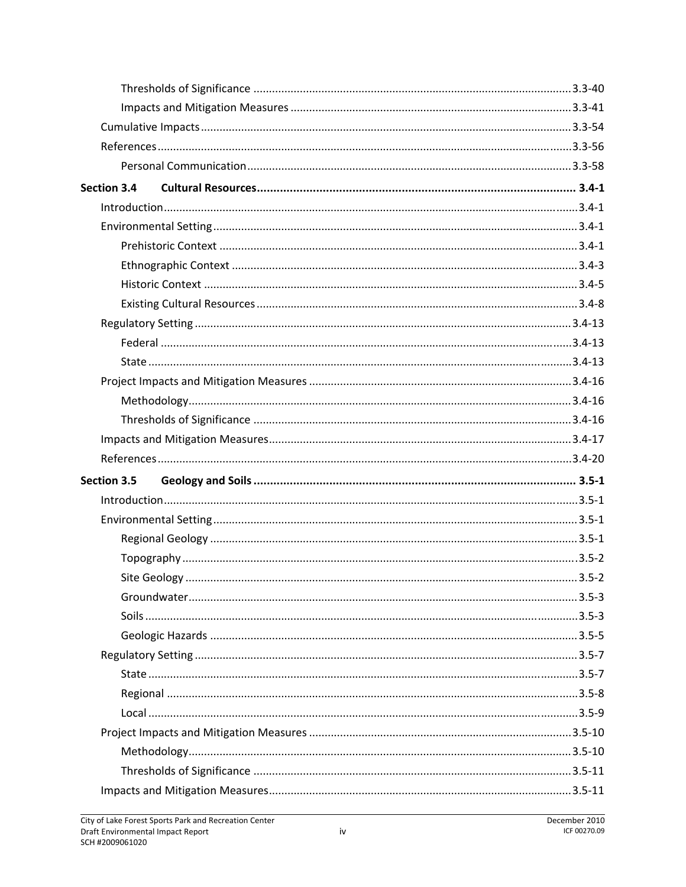Thresholds of Significance ..................................................................................................... 3.3-40

Impacts and Mitigation Measures ......................................................................................... 3.3-41

Cumulative Impacts ...................................................................................................................... 3.3-54

References .................................................................................................................................... 3.3-56

Personal Communication ....................................................................................................... 3.3-58

**Section 3.4 Cultural Resources ................................................................................................ 3.4-1**

Introduction ................................................................................................................................... 3.4-1

Environmental Setting ................................................................................................................... 3.4-1

Prehistoric Context .................................................................................................................. 3.4-1

Ethnographic Context ............................................................................................................. 3.4-3

Historic Context ....................................................................................................................... 3.4-5

Existing Cultural Resources ...................................................................................................... 3.4-8

Regulatory Setting ........................................................................................................................ 3.4-13

Federal ................................................................................................................................... 3.4-13

State ....................................................................................................................................... 3.4-13

Project Impacts and Mitigation Measures ................................................................................... 3.4-16

Methodology .......................................................................................................................... 3.4-16

Thresholds of Significance ..................................................................................................... 3.4-16

Impacts and Mitigation Measures ................................................................................................ 3.4-17

References .................................................................................................................................... 3.4-20

**Section 3.5 Geology and Soils ................................................................................................. 3.5-1**

Introduction ................................................................................................................................... 3.5-1

Environmental Setting ................................................................................................................... 3.5-1

Regional Geology .................................................................................................................... 3.5-1

Topography ............................................................................................................................. 3.5-2

Site Geology ............................................................................................................................ 3.5-2

Groundwater ........................................................................................................................... 3.5-3

Soils ......................................................................................................................................... 3.5-3

Geologic Hazards .................................................................................................................... 3.5-5

Regulatory Setting .......................................................................................................................... 3.5-7

State ......................................................................................................................................... 3.5-7

Regional ................................................................................................................................... 3.5-8

Local ......................................................................................................................................... 3.5-9

Project Impacts and Mitigation Measures ................................................................................... 3.5-10

Methodology .......................................................................................................................... 3.5-10

Thresholds of Significance ..................................................................................................... 3.5-11

Impacts and Mitigation Measures ................................................................................................ 3.5-11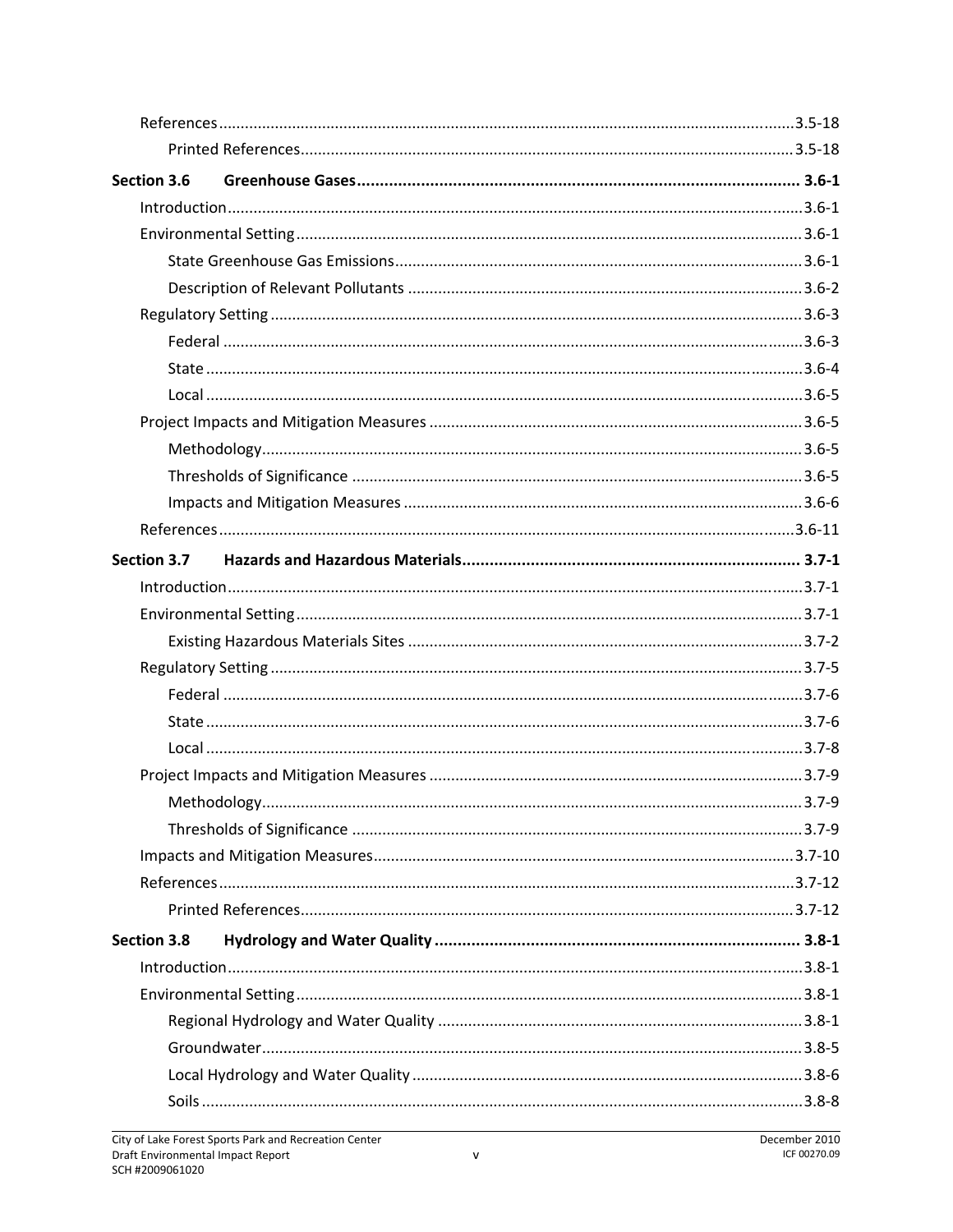References ........................................................................................................................... 3.5-18

Printed References ....................................................................................................... 3.5-18

**Section 3.6 Greenhouse Gases ................................................................................................ 3.6-1**

Introduction ........................................................................................................................... 3.6-1

Environmental Setting ........................................................................................................... 3.6-1

State Greenhouse Gas Emissions ................................................................................... 3.6-1

Description of Relevant Pollutants ................................................................................. 3.6-2

Regulatory Setting ................................................................................................................. 3.6-3

Federal ............................................................................................................................ 3.6-3

State ............................................................................................................................... 3.6-4

Local ............................................................................................................................... 3.6-5

Project Impacts and Mitigation Measures ............................................................................. 3.6-5

Methodology .................................................................................................................. 3.6-5

Thresholds of Significance .............................................................................................. 3.6-5

Impacts and Mitigation Measures .................................................................................. 3.6-6

References ........................................................................................................................... 3.6-11

**Section 3.7 Hazards and Hazardous Materials .......................................................................... 3.7-1**

Introduction ........................................................................................................................... 3.7-1

Environmental Setting ........................................................................................................... 3.7-1

Existing Hazardous Materials Sites ................................................................................. 3.7-2

Regulatory Setting ................................................................................................................. 3.7-5

Federal ............................................................................................................................ 3.7-6

State ............................................................................................................................... 3.7-6

Local ............................................................................................................................... 3.7-8

Project Impacts and Mitigation Measures ............................................................................. 3.7-9

Methodology .................................................................................................................. 3.7-9

Thresholds of Significance .............................................................................................. 3.7-9

Impacts and Mitigation Measures ........................................................................................ 3.7-10

References ........................................................................................................................... 3.7-12

Printed References ....................................................................................................... 3.7-12

**Section 3.8 Hydrology and Water Quality ................................................................................. 3.8-1**

Introduction ........................................................................................................................... 3.8-1

Environmental Setting ........................................................................................................... 3.8-1

Regional Hydrology and Water Quality .......................................................................... 3.8-1

Groundwater .................................................................................................................. 3.8-5

Local Hydrology and Water Quality ................................................................................ 3.8-6

Soils ................................................................................................................................ 3.8-8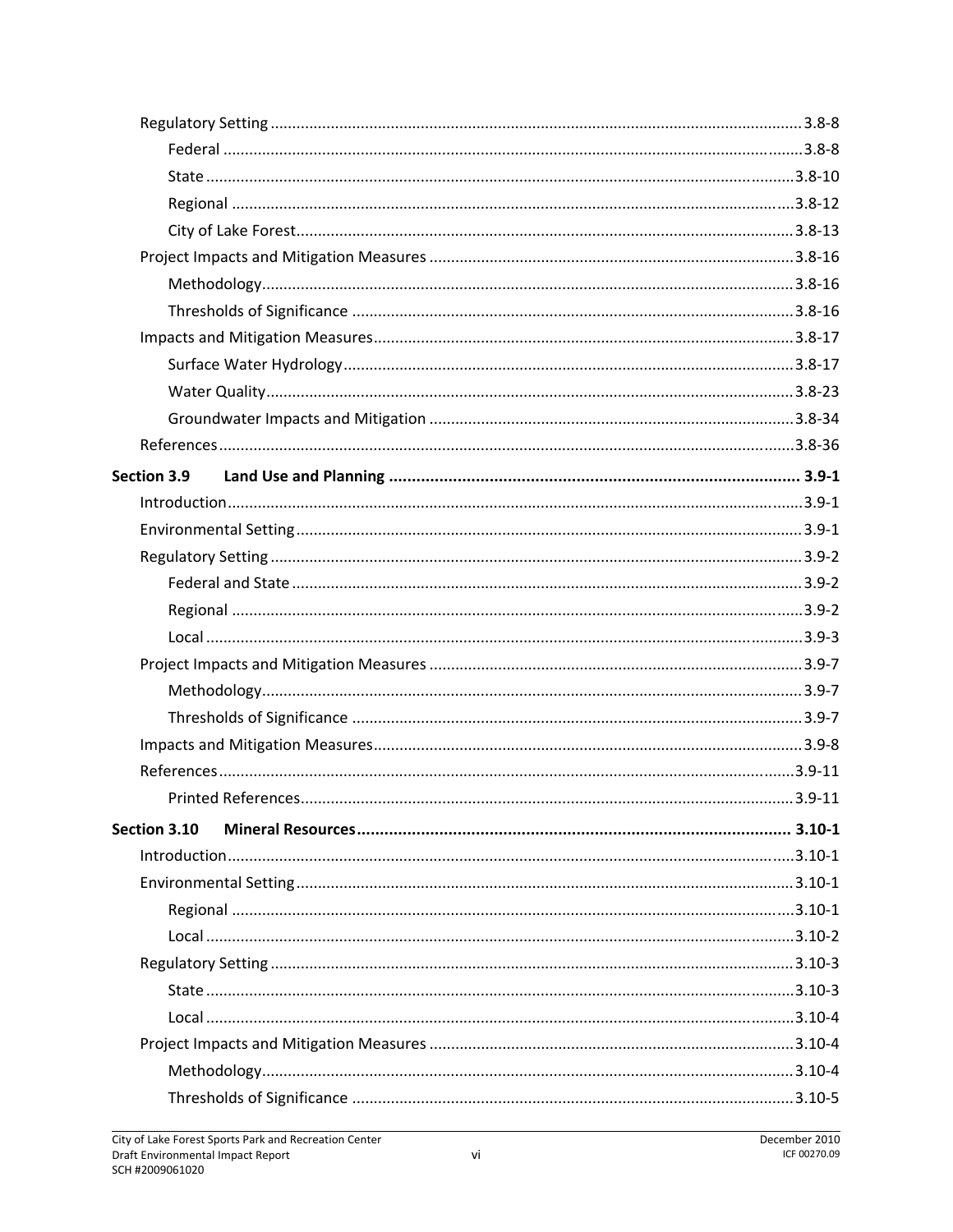Regulatory Setting ........................................................................................................................... 3.8-8

Federal ..................................................................................................................................... 3.8-8

State ....................................................................................................................................... 3.8-10

Regional ................................................................................................................................. 3.8-12

City of Lake Forest.................................................................................................................. 3.8-13

Project Impacts and Mitigation Measures ..................................................................................... 3.8-16

Methodology........................................................................................................................... 3.8-16

Thresholds of Significance ...................................................................................................... 3.8-16

Impacts and Mitigation Measures.................................................................................................. 3.8-17

Surface Water Hydrology........................................................................................................ 3.8-17

Water Quality.......................................................................................................................... 3.8-23

Groundwater Impacts and Mitigation .................................................................................... 3.8-34

References...................................................................................................................................... 3.8-36

**Section 3.9 Land Use and Planning ........................................................................................... 3.9-1**

Introduction...................................................................................................................................... 3.9-1

Environmental Setting..................................................................................................................... 3.9-1

Regulatory Setting ........................................................................................................................... 3.9-2

Federal and State ...................................................................................................................... 3.9-2

Regional ................................................................................................................................... 3.9-2

Local ......................................................................................................................................... 3.9-3

Project Impacts and Mitigation Measures ...................................................................................... 3.9-7

Methodology............................................................................................................................. 3.9-7

Thresholds of Significance ........................................................................................................ 3.9-7

Impacts and Mitigation Measures................................................................................................... 3.9-8

References...................................................................................................................................... 3.9-11

Printed References.................................................................................................................. 3.9-11

**Section 3.10 Mineral Resources............................................................................................... 3.10-1**

Introduction.................................................................................................................................... 3.10-1

Environmental Setting................................................................................................................... 3.10-1

Regional ................................................................................................................................. 3.10-1

Local ....................................................................................................................................... 3.10-2

Regulatory Setting ......................................................................................................................... 3.10-3

State ....................................................................................................................................... 3.10-3

Local ....................................................................................................................................... 3.10-4

Project Impacts and Mitigation Measures ..................................................................................... 3.10-4

Methodology........................................................................................................................... 3.10-4

Thresholds of Significance ...................................................................................................... 3.10-5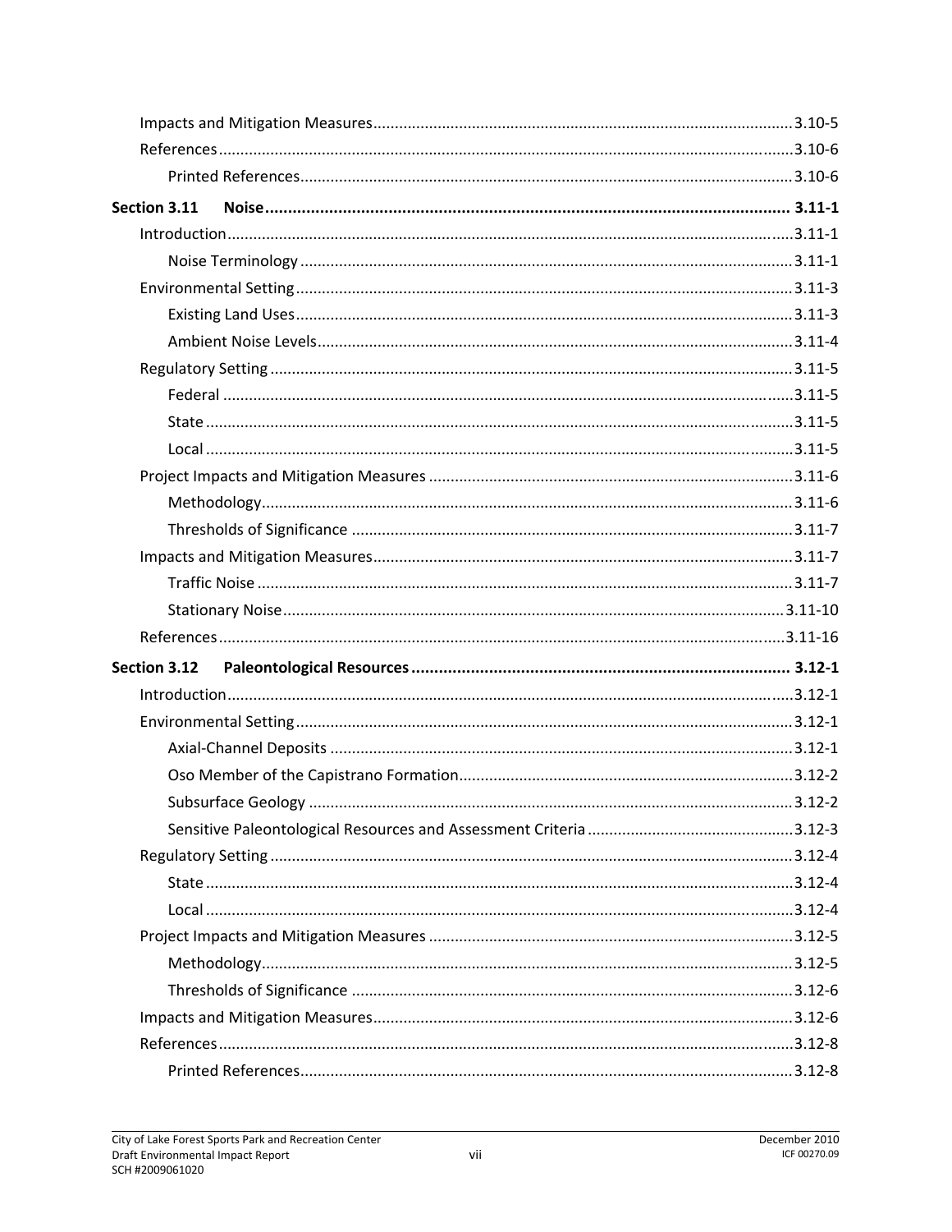- Impacts and Mitigation Measures ........................................................ 3.10-5
- References ........................................................ 3.10-6
  - Printed References ........................................................ 3.10-6

**Section 3.11 Noise ........................................................ 3.11-1**

- Introduction ........................................................ 3.11-1
  - Noise Terminology ........................................................ 3.11-1
- Environmental Setting ........................................................ 3.11-3
  - Existing Land Uses ........................................................ 3.11-3
  - Ambient Noise Levels ........................................................ 3.11-4
- Regulatory Setting ........................................................ 3.11-5
  - Federal ........................................................ 3.11-5
  - State ........................................................ 3.11-5
  - Local ........................................................ 3.11-5
- Project Impacts and Mitigation Measures ........................................................ 3.11-6
  - Methodology ........................................................ 3.11-6
  - Thresholds of Significance ........................................................ 3.11-7
- Impacts and Mitigation Measures ........................................................ 3.11-7
  - Traffic Noise ........................................................ 3.11-7
  - Stationary Noise ........................................................ 3.11-10
- References ........................................................ 3.11-16

**Section 3.12 Paleontological Resources ........................................................ 3.12-1**

- Introduction ........................................................ 3.12-1
- Environmental Setting ........................................................ 3.12-1
  - Axial-Channel Deposits ........................................................ 3.12-1
  - Oso Member of the Capistrano Formation ........................................................ 3.12-2
  - Subsurface Geology ........................................................ 3.12-2
  - Sensitive Paleontological Resources and Assessment Criteria ........................................................ 3.12-3
- Regulatory Setting ........................................................ 3.12-4
  - State ........................................................ 3.12-4
  - Local ........................................................ 3.12-4
- Project Impacts and Mitigation Measures ........................................................ 3.12-5
  - Methodology ........................................................ 3.12-5
  - Thresholds of Significance ........................................................ 3.12-6
- Impacts and Mitigation Measures ........................................................ 3.12-6
- References ........................................................ 3.12-8
  - Printed References ........................................................ 3.12-8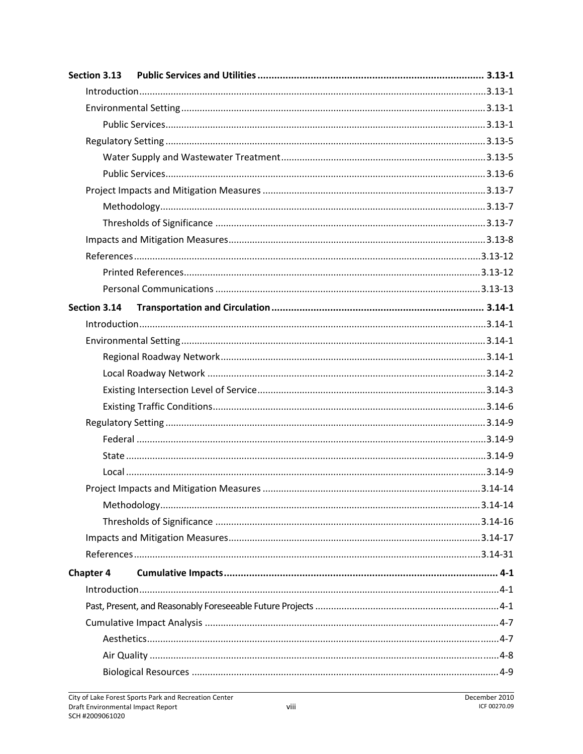**Section 3.13 Public Services and Utilities ................................................................................. 3.13-1**

Introduction ............................................................................................................................ 3.13-1

Environmental Setting ............................................................................................................ 3.13-1

Public Services ................................................................................................................ 3.13-1

Regulatory Setting .................................................................................................................. 3.13-5

Water Supply and Wastewater Treatment ...................................................................... 3.13-5

Public Services ................................................................................................................ 3.13-6

Project Impacts and Mitigation Measures .............................................................................. 3.13-7

Methodology .................................................................................................................. 3.13-7

Thresholds of Significance .............................................................................................. 3.13-7

Impacts and Mitigation Measures .......................................................................................... 3.13-8

References ............................................................................................................................ 3.13-12

Printed References ........................................................................................................ 3.13-12

Personal Communications ............................................................................................ 3.13-13

**Section 3.14 Transportation and Circulation ............................................................................ 3.14-1**

Introduction ............................................................................................................................ 3.14-1

Environmental Setting ............................................................................................................ 3.14-1

Regional Roadway Network ............................................................................................ 3.14-1

Local Roadway Network ................................................................................................. 3.14-2

Existing Intersection Level of Service .............................................................................. 3.14-3

Existing Traffic Conditions ............................................................................................... 3.14-6

Regulatory Setting .................................................................................................................. 3.14-9

Federal ............................................................................................................................ 3.14-9

State ................................................................................................................................ 3.14-9

Local ................................................................................................................................ 3.14-9

Project Impacts and Mitigation Measures ............................................................................ 3.14-14

Methodology ................................................................................................................ 3.14-14

Thresholds of Significance ............................................................................................ 3.14-16

Impacts and Mitigation Measures ........................................................................................ 3.14-17

References ............................................................................................................................ 3.14-31

**Chapter 4 Cumulative Impacts .................................................................................................. 4-1**

Introduction ................................................................................................................................ 4-1

Past, Present, and Reasonably Foreseeable Future Projects ..................................................... 4-1

Cumulative Impact Analysis ...................................................................................................... 4-7

Aesthetics ........................................................................................................................... 4-7

Air Quality .......................................................................................................................... 4-8

Biological Resources .......................................................................................................... 4-9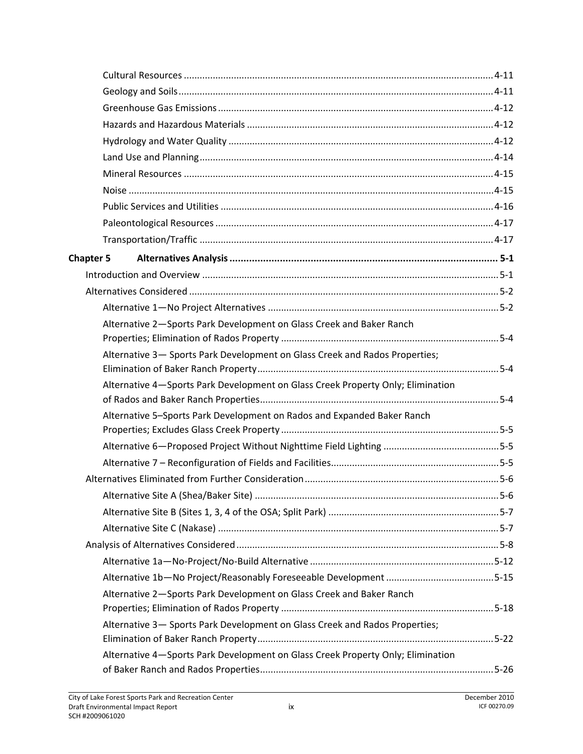Cultural Resources ..................................................................................................................... 4-11
Geology and Soils ....................................................................................................................... 4-11
Greenhouse Gas Emissions ........................................................................................................ 4-12
Hazards and Hazardous Materials ............................................................................................. 4-12
Hydrology and Water Quality .................................................................................................... 4-12
Land Use and Planning ............................................................................................................... 4-14
Mineral Resources ..................................................................................................................... 4-15
Noise .......................................................................................................................................... 4-15
Public Services and Utilities ....................................................................................................... 4-16
Paleontological Resources ......................................................................................................... 4-17
Transportation/Traffic ............................................................................................................... 4-17

**Chapter 5 Alternatives Analysis ................................................................................................ 5-1**

Introduction and Overview ............................................................................................................... 5-1
Alternatives Considered .................................................................................................................... 5-2
Alternative 1—No Project Alternatives ........................................................................................ 5-2
Alternative 2—Sports Park Development on Glass Creek and Baker Ranch Properties; Elimination of Rados Property .................................................................................. 5-4
Alternative 3— Sports Park Development on Glass Creek and Rados Properties; Elimination of Baker Ranch Property ........................................................................................... 5-4
Alternative 4—Sports Park Development on Glass Creek Property Only; Elimination of Rados and Baker Ranch Properties .......................................................................................... 5-4
Alternative 5–Sports Park Development on Rados and Expanded Baker Ranch Properties; Excludes Glass Creek Property .................................................................................. 5-5
Alternative 6—Proposed Project Without Nighttime Field Lighting ............................................ 5-5
Alternative 7 – Reconfiguration of Fields and Facilities ................................................................ 5-5
Alternatives Eliminated from Further Consideration ......................................................................... 5-6
Alternative Site A (Shea/Baker Site) ............................................................................................. 5-6
Alternative Site B (Sites 1, 3, 4 of the OSA; Split Park) ................................................................. 5-7
Alternative Site C (Nakase) .......................................................................................................... 5-7
Analysis of Alternatives Considered ................................................................................................... 5-8
Alternative 1a—No-Project/No-Build Alternative ...................................................................... 5-12
Alternative 1b—No Project/Reasonably Foreseeable Development ......................................... 5-15
Alternative 2—Sports Park Development on Glass Creek and Baker Ranch Properties; Elimination of Rados Property ................................................................................ 5-18
Alternative 3— Sports Park Development on Glass Creek and Rados Properties; Elimination of Baker Ranch Property ......................................................................................... 5-22
Alternative 4—Sports Park Development on Glass Creek Property Only; Elimination of Baker Ranch and Rados Properties ........................................................................................ 5-26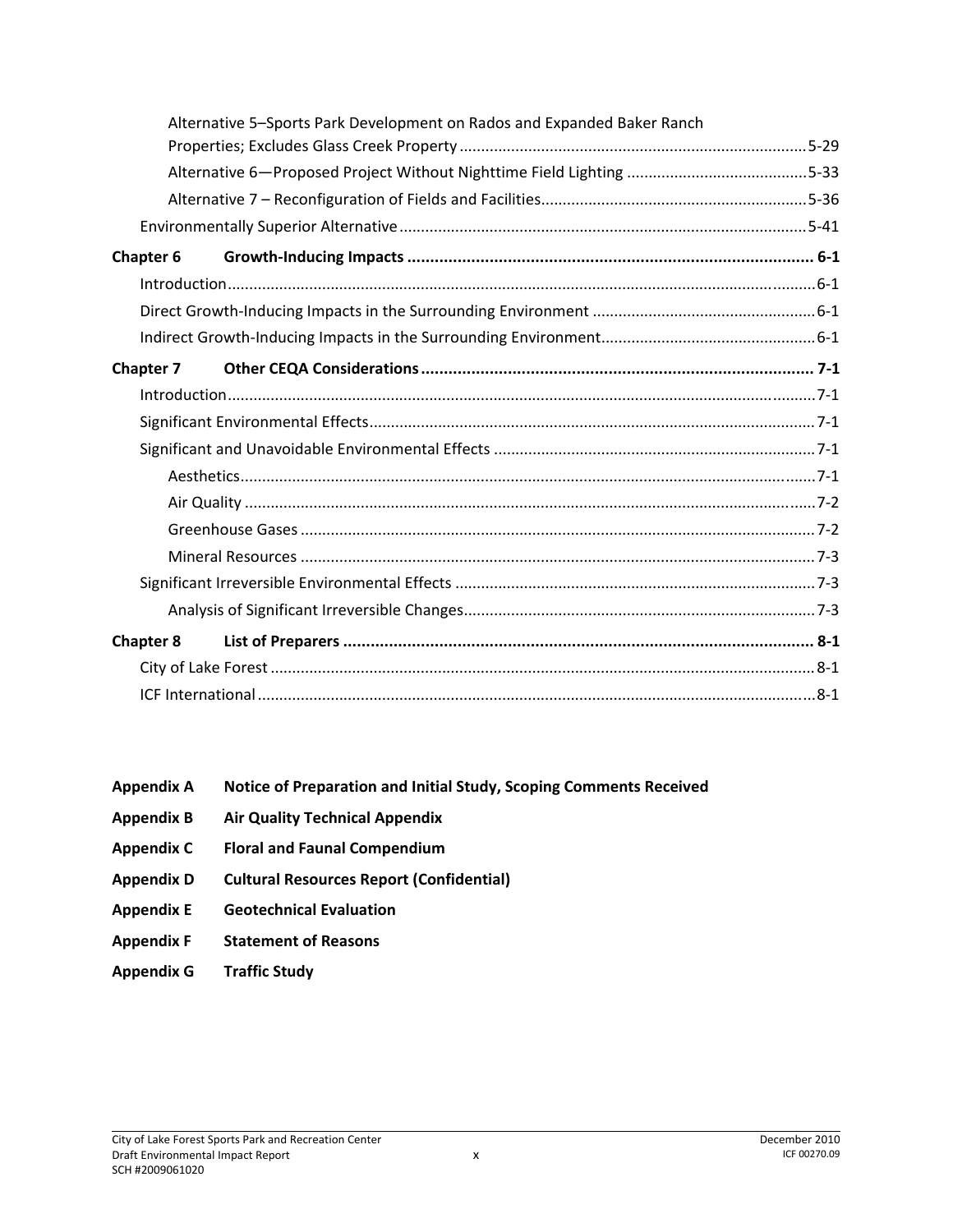Alternative 5–Sports Park Development on Rados and Expanded Baker Ranch Properties; Excludes Glass Creek Property ........ 5-29

Alternative 6—Proposed Project Without Nighttime Field Lighting ........ 5-33

Alternative 7 – Reconfiguration of Fields and Facilities........ 5-36

Environmentally Superior Alternative ........ 5-41

**Chapter 6 Growth-Inducing Impacts ........ 6-1**

Introduction ........ 6-1

Direct Growth-Inducing Impacts in the Surrounding Environment ........ 6-1

Indirect Growth-Inducing Impacts in the Surrounding Environment ........ 6-1

**Chapter 7 Other CEQA Considerations ........ 7-1**

Introduction ........ 7-1

Significant Environmental Effects ........ 7-1

Significant and Unavoidable Environmental Effects ........ 7-1

Aesthetics ........ 7-1

Air Quality ........ 7-2

Greenhouse Gases ........ 7-2

Mineral Resources ........ 7-3

Significant Irreversible Environmental Effects ........ 7-3

Analysis of Significant Irreversible Changes ........ 7-3

**Chapter 8 List of Preparers ........ 8-1**

City of Lake Forest ........ 8-1

ICF International ........ 8-1

**Appendix A Notice of Preparation and Initial Study, Scoping Comments Received**

**Appendix B Air Quality Technical Appendix**

**Appendix C Floral and Faunal Compendium**

**Appendix D Cultural Resources Report (Confidential)**

**Appendix E Geotechnical Evaluation**

**Appendix F Statement of Reasons**

**Appendix G Traffic Study**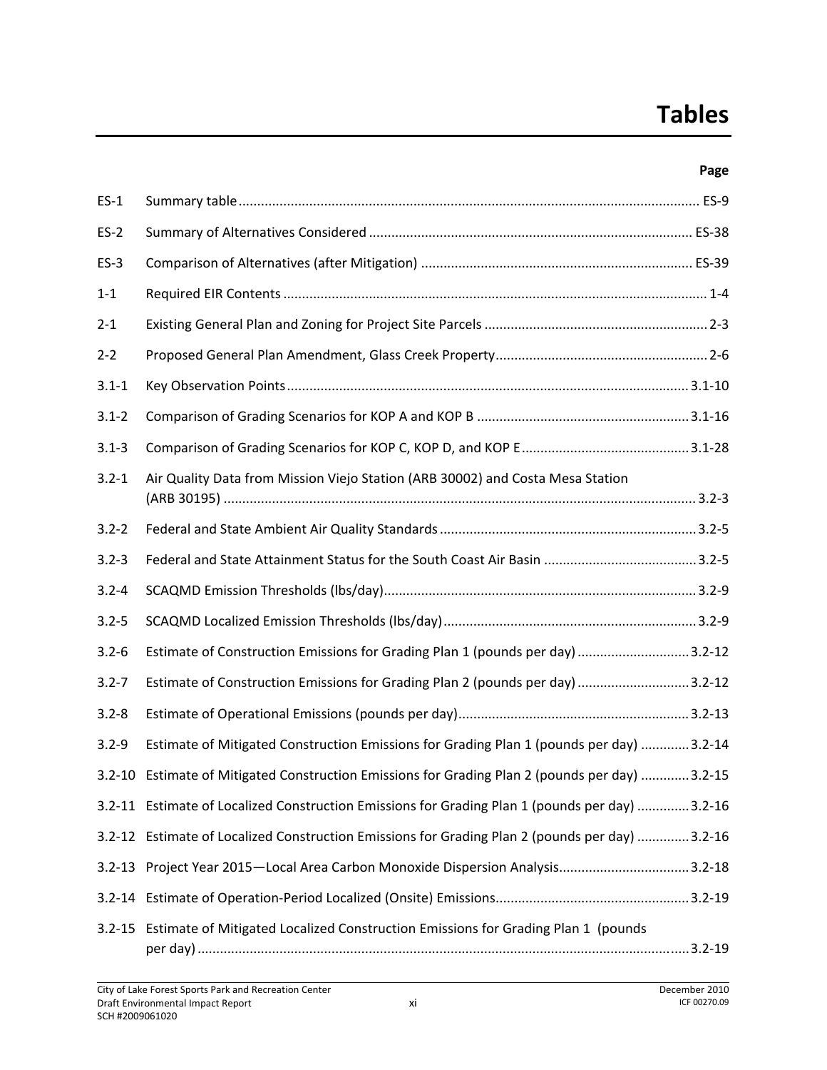# Tables

| | | Page |
|---|---|---|
| ES-1 | Summary table | ES-9 |
| ES-2 | Summary of Alternatives Considered | ES-38 |
| ES-3 | Comparison of Alternatives (after Mitigation) | ES-39 |
| 1-1 | Required EIR Contents | 1-4 |
| 2-1 | Existing General Plan and Zoning for Project Site Parcels | 2-3 |
| 2-2 | Proposed General Plan Amendment, Glass Creek Property | 2-6 |
| 3.1-1 | Key Observation Points | 3.1-10 |
| 3.1-2 | Comparison of Grading Scenarios for KOP A and KOP B | 3.1-16 |
| 3.1-3 | Comparison of Grading Scenarios for KOP C, KOP D, and KOP E | 3.1-28 |
| 3.2-1 | Air Quality Data from Mission Viejo Station (ARB 30002) and Costa Mesa Station (ARB 30195) | 3.2-3 |
| 3.2-2 | Federal and State Ambient Air Quality Standards | 3.2-5 |
| 3.2-3 | Federal and State Attainment Status for the South Coast Air Basin | 3.2-5 |
| 3.2-4 | SCAQMD Emission Thresholds (lbs/day) | 3.2-9 |
| 3.2-5 | SCAQMD Localized Emission Thresholds (lbs/day) | 3.2-9 |
| 3.2-6 | Estimate of Construction Emissions for Grading Plan 1 (pounds per day) | 3.2-12 |
| 3.2-7 | Estimate of Construction Emissions for Grading Plan 2 (pounds per day) | 3.2-12 |
| 3.2-8 | Estimate of Operational Emissions (pounds per day) | 3.2-13 |
| 3.2-9 | Estimate of Mitigated Construction Emissions for Grading Plan 1 (pounds per day) | 3.2-14 |
| 3.2-10 | Estimate of Mitigated Construction Emissions for Grading Plan 2 (pounds per day) | 3.2-15 |
| 3.2-11 | Estimate of Localized Construction Emissions for Grading Plan 1 (pounds per day) | 3.2-16 |
| 3.2-12 | Estimate of Localized Construction Emissions for Grading Plan 2 (pounds per day) | 3.2-16 |
| 3.2-13 | Project Year 2015—Local Area Carbon Monoxide Dispersion Analysis | 3.2-18 |
| 3.2-14 | Estimate of Operation-Period Localized (Onsite) Emissions | 3.2-19 |
| 3.2-15 | Estimate of Mitigated Localized Construction Emissions for Grading Plan 1 (pounds per day) | 3.2-19 |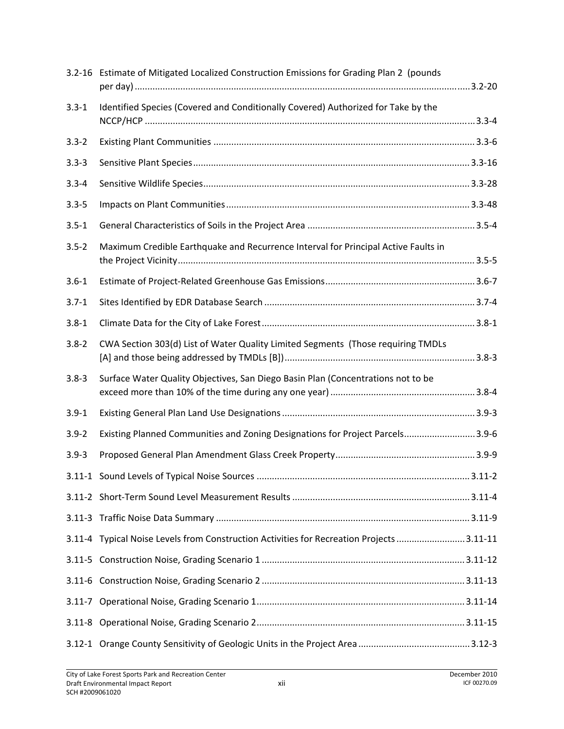| | | |
|---|---|---|
| 3.2-16 | Estimate of Mitigated Localized Construction Emissions for Grading Plan 2 (pounds per day) | 3.2-20 |
| 3.3-1 | Identified Species (Covered and Conditionally Covered) Authorized for Take by the NCCP/HCP | 3.3-4 |
| 3.3-2 | Existing Plant Communities | 3.3-6 |
| 3.3-3 | Sensitive Plant Species | 3.3-16 |
| 3.3-4 | Sensitive Wildlife Species | 3.3-28 |
| 3.3-5 | Impacts on Plant Communities | 3.3-48 |
| 3.5-1 | General Characteristics of Soils in the Project Area | 3.5-4 |
| 3.5-2 | Maximum Credible Earthquake and Recurrence Interval for Principal Active Faults in the Project Vicinity | 3.5-5 |
| 3.6-1 | Estimate of Project-Related Greenhouse Gas Emissions | 3.6-7 |
| 3.7-1 | Sites Identified by EDR Database Search | 3.7-4 |
| 3.8-1 | Climate Data for the City of Lake Forest | 3.8-1 |
| 3.8-2 | CWA Section 303(d) List of Water Quality Limited Segments (Those requiring TMDLs [A] and those being addressed by TMDLs [B]) | 3.8-3 |
| 3.8-3 | Surface Water Quality Objectives, San Diego Basin Plan (Concentrations not to be exceed more than 10% of the time during any one year) | 3.8-4 |
| 3.9-1 | Existing General Plan Land Use Designations | 3.9-3 |
| 3.9-2 | Existing Planned Communities and Zoning Designations for Project Parcels | 3.9-6 |
| 3.9-3 | Proposed General Plan Amendment Glass Creek Property | 3.9-9 |
| 3.11-1 | Sound Levels of Typical Noise Sources | 3.11-2 |
| 3.11-2 | Short-Term Sound Level Measurement Results | 3.11-4 |
| 3.11-3 | Traffic Noise Data Summary | 3.11-9 |
| 3.11-4 | Typical Noise Levels from Construction Activities for Recreation Projects | 3.11-11 |
| 3.11-5 | Construction Noise, Grading Scenario 1 | 3.11-12 |
| 3.11-6 | Construction Noise, Grading Scenario 2 | 3.11-13 |
| 3.11-7 | Operational Noise, Grading Scenario 1 | 3.11-14 |
| 3.11-8 | Operational Noise, Grading Scenario 2 | 3.11-15 |
| 3.12-1 | Orange County Sensitivity of Geologic Units in the Project Area | 3.12-3 |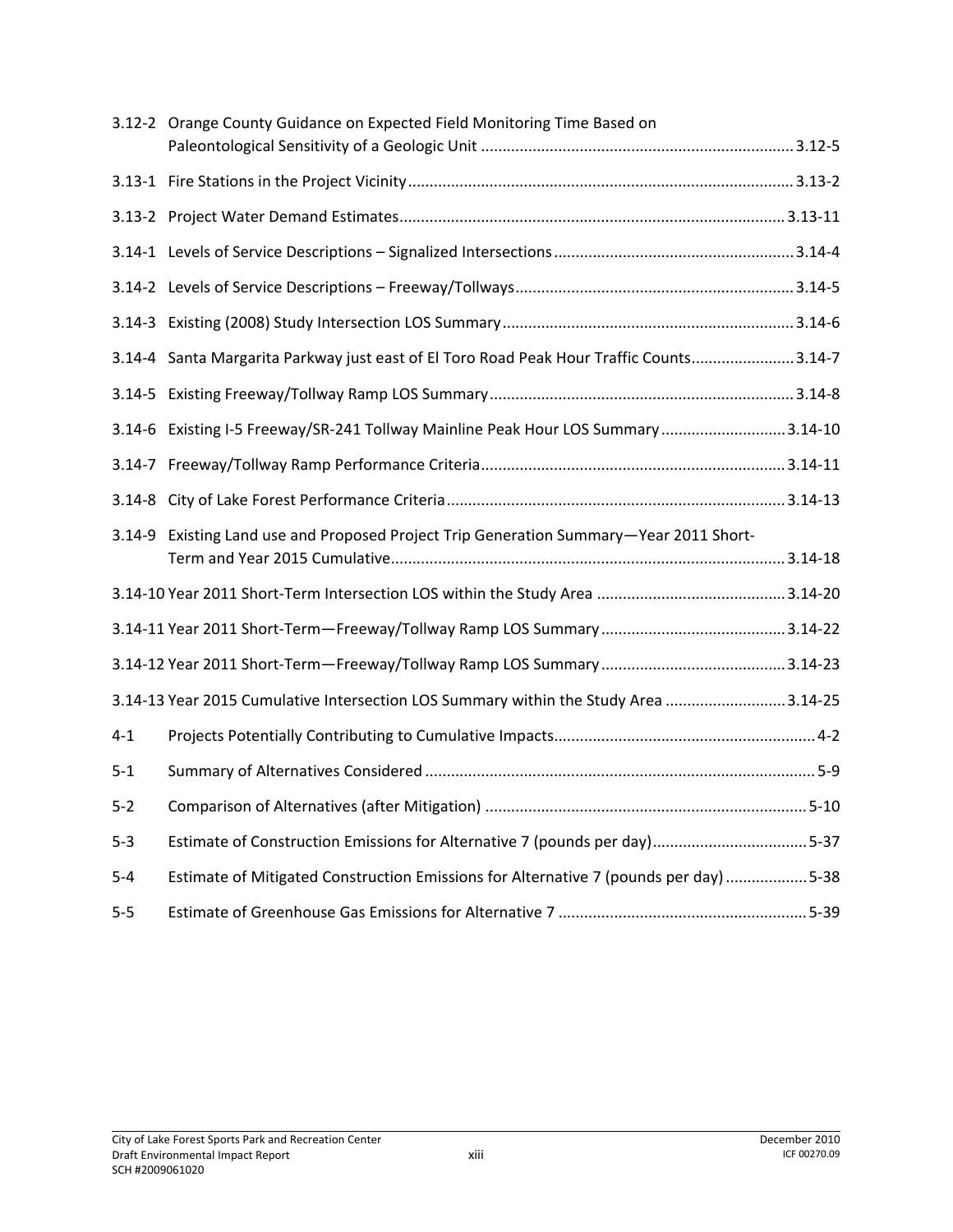| | | |
|---|---|---|
| 3.12-2 | Orange County Guidance on Expected Field Monitoring Time Based on Paleontological Sensitivity of a Geologic Unit | 3.12-5 |
| 3.13-1 | Fire Stations in the Project Vicinity | 3.13-2 |
| 3.13-2 | Project Water Demand Estimates | 3.13-11 |
| 3.14-1 | Levels of Service Descriptions – Signalized Intersections | 3.14-4 |
| 3.14-2 | Levels of Service Descriptions – Freeway/Tollways | 3.14-5 |
| 3.14-3 | Existing (2008) Study Intersection LOS Summary | 3.14-6 |
| 3.14-4 | Santa Margarita Parkway just east of El Toro Road Peak Hour Traffic Counts | 3.14-7 |
| 3.14-5 | Existing Freeway/Tollway Ramp LOS Summary | 3.14-8 |
| 3.14-6 | Existing I-5 Freeway/SR-241 Tollway Mainline Peak Hour LOS Summary | 3.14-10 |
| 3.14-7 | Freeway/Tollway Ramp Performance Criteria | 3.14-11 |
| 3.14-8 | City of Lake Forest Performance Criteria | 3.14-13 |
| 3.14-9 | Existing Land use and Proposed Project Trip Generation Summary—Year 2011 Short-Term and Year 2015 Cumulative | 3.14-18 |
| 3.14-10 | Year 2011 Short-Term Intersection LOS within the Study Area | 3.14-20 |
| 3.14-11 | Year 2011 Short-Term—Freeway/Tollway Ramp LOS Summary | 3.14-22 |
| 3.14-12 | Year 2011 Short-Term—Freeway/Tollway Ramp LOS Summary | 3.14-23 |
| 3.14-13 | Year 2015 Cumulative Intersection LOS Summary within the Study Area | 3.14-25 |
| 4-1 | Projects Potentially Contributing to Cumulative Impacts | 4-2 |
| 5-1 | Summary of Alternatives Considered | 5-9 |
| 5-2 | Comparison of Alternatives (after Mitigation) | 5-10 |
| 5-3 | Estimate of Construction Emissions for Alternative 7 (pounds per day) | 5-37 |
| 5-4 | Estimate of Mitigated Construction Emissions for Alternative 7 (pounds per day) | 5-38 |
| 5-5 | Estimate of Greenhouse Gas Emissions for Alternative 7 | 5-39 |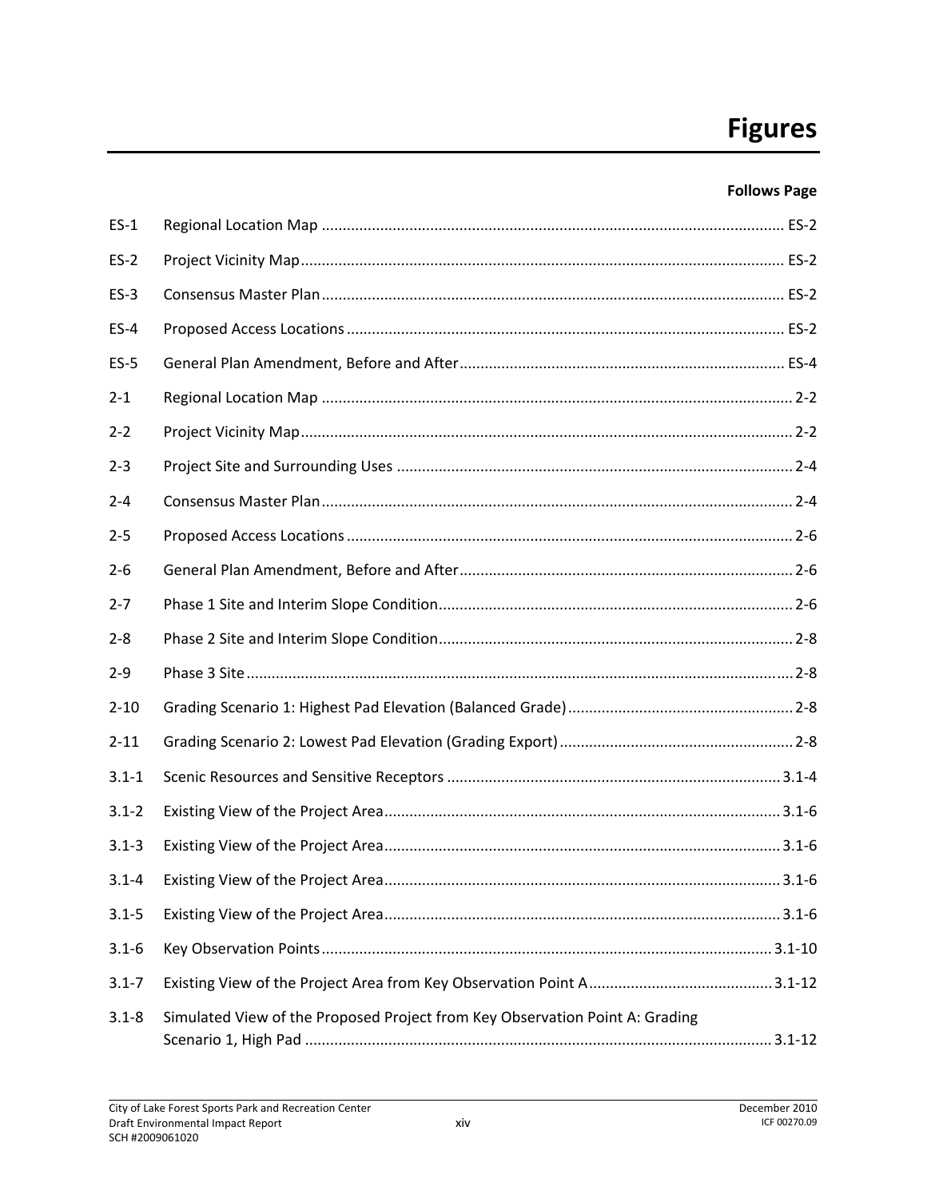# Figures

| | | Follows Page |
|---|---|---|
| ES-1 | Regional Location Map | ES-2 |
| ES-2 | Project Vicinity Map | ES-2 |
| ES-3 | Consensus Master Plan | ES-2 |
| ES-4 | Proposed Access Locations | ES-2 |
| ES-5 | General Plan Amendment, Before and After | ES-4 |
| 2-1 | Regional Location Map | 2-2 |
| 2-2 | Project Vicinity Map | 2-2 |
| 2-3 | Project Site and Surrounding Uses | 2-4 |
| 2-4 | Consensus Master Plan | 2-4 |
| 2-5 | Proposed Access Locations | 2-6 |
| 2-6 | General Plan Amendment, Before and After | 2-6 |
| 2-7 | Phase 1 Site and Interim Slope Condition | 2-6 |
| 2-8 | Phase 2 Site and Interim Slope Condition | 2-8 |
| 2-9 | Phase 3 Site | 2-8 |
| 2-10 | Grading Scenario 1: Highest Pad Elevation (Balanced Grade) | 2-8 |
| 2-11 | Grading Scenario 2: Lowest Pad Elevation (Grading Export) | 2-8 |
| 3.1-1 | Scenic Resources and Sensitive Receptors | 3.1-4 |
| 3.1-2 | Existing View of the Project Area | 3.1-6 |
| 3.1-3 | Existing View of the Project Area | 3.1-6 |
| 3.1-4 | Existing View of the Project Area | 3.1-6 |
| 3.1-5 | Existing View of the Project Area | 3.1-6 |
| 3.1-6 | Key Observation Points | 3.1-10 |
| 3.1-7 | Existing View of the Project Area from Key Observation Point A | 3.1-12 |
| 3.1-8 | Simulated View of the Proposed Project from Key Observation Point A: Grading Scenario 1, High Pad | 3.1-12 |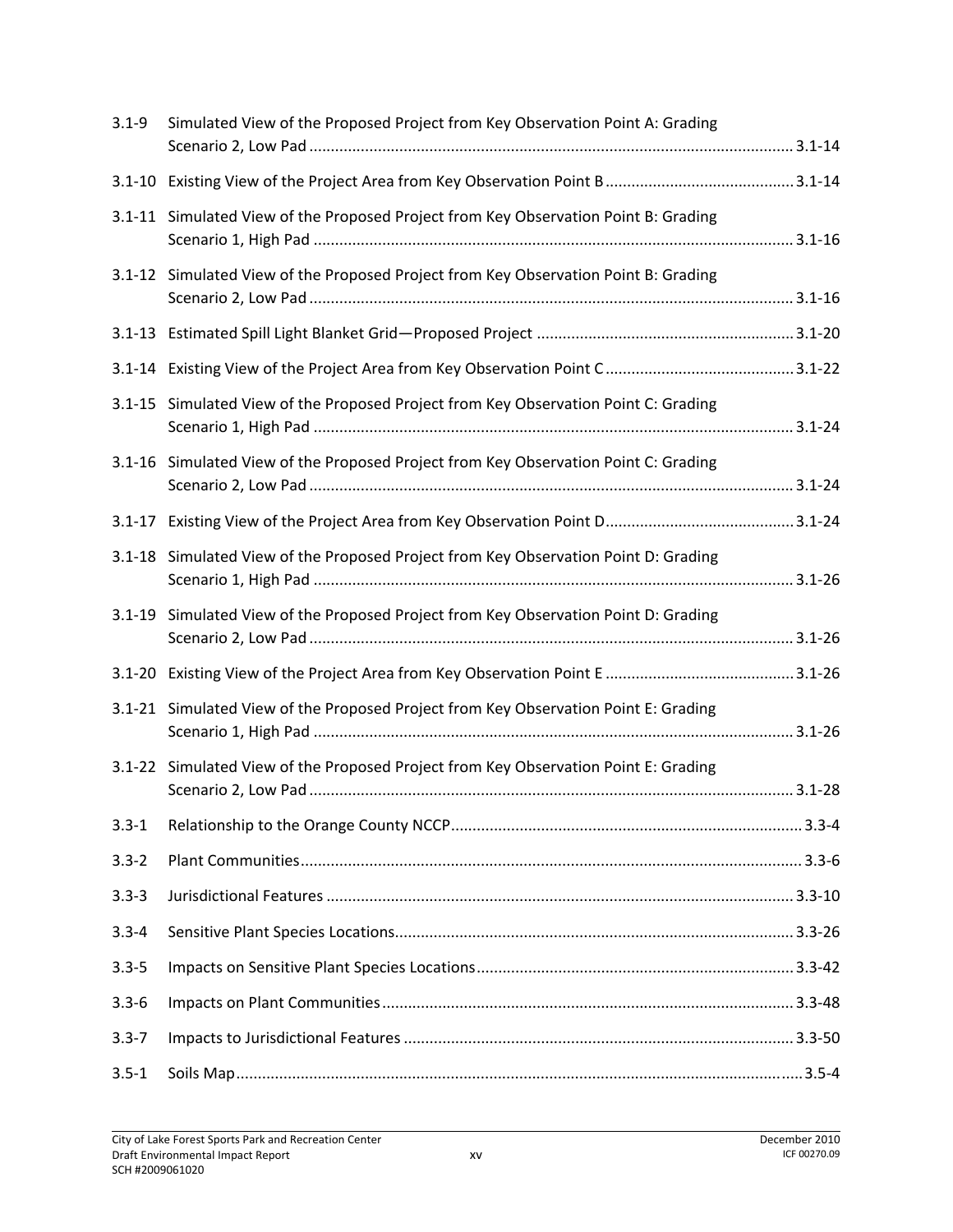| | | |
|---|---|---|
| 3.1-9 | Simulated View of the Proposed Project from Key Observation Point A: Grading Scenario 2, Low Pad | 3.1-14 |
| 3.1-10 | Existing View of the Project Area from Key Observation Point B | 3.1-14 |
| 3.1-11 | Simulated View of the Proposed Project from Key Observation Point B: Grading Scenario 1, High Pad | 3.1-16 |
| 3.1-12 | Simulated View of the Proposed Project from Key Observation Point B: Grading Scenario 2, Low Pad | 3.1-16 |
| 3.1-13 | Estimated Spill Light Blanket Grid—Proposed Project | 3.1-20 |
| 3.1-14 | Existing View of the Project Area from Key Observation Point C | 3.1-22 |
| 3.1-15 | Simulated View of the Proposed Project from Key Observation Point C: Grading Scenario 1, High Pad | 3.1-24 |
| 3.1-16 | Simulated View of the Proposed Project from Key Observation Point C: Grading Scenario 2, Low Pad | 3.1-24 |
| 3.1-17 | Existing View of the Project Area from Key Observation Point D | 3.1-24 |
| 3.1-18 | Simulated View of the Proposed Project from Key Observation Point D: Grading Scenario 1, High Pad | 3.1-26 |
| 3.1-19 | Simulated View of the Proposed Project from Key Observation Point D: Grading Scenario 2, Low Pad | 3.1-26 |
| 3.1-20 | Existing View of the Project Area from Key Observation Point E | 3.1-26 |
| 3.1-21 | Simulated View of the Proposed Project from Key Observation Point E: Grading Scenario 1, High Pad | 3.1-26 |
| 3.1-22 | Simulated View of the Proposed Project from Key Observation Point E: Grading Scenario 2, Low Pad | 3.1-28 |
| 3.3-1 | Relationship to the Orange County NCCP | 3.3-4 |
| 3.3-2 | Plant Communities | 3.3-6 |
| 3.3-3 | Jurisdictional Features | 3.3-10 |
| 3.3-4 | Sensitive Plant Species Locations | 3.3-26 |
| 3.3-5 | Impacts on Sensitive Plant Species Locations | 3.3-42 |
| 3.3-6 | Impacts on Plant Communities | 3.3-48 |
| 3.3-7 | Impacts to Jurisdictional Features | 3.3-50 |
| 3.5-1 | Soils Map | 3.5-4 |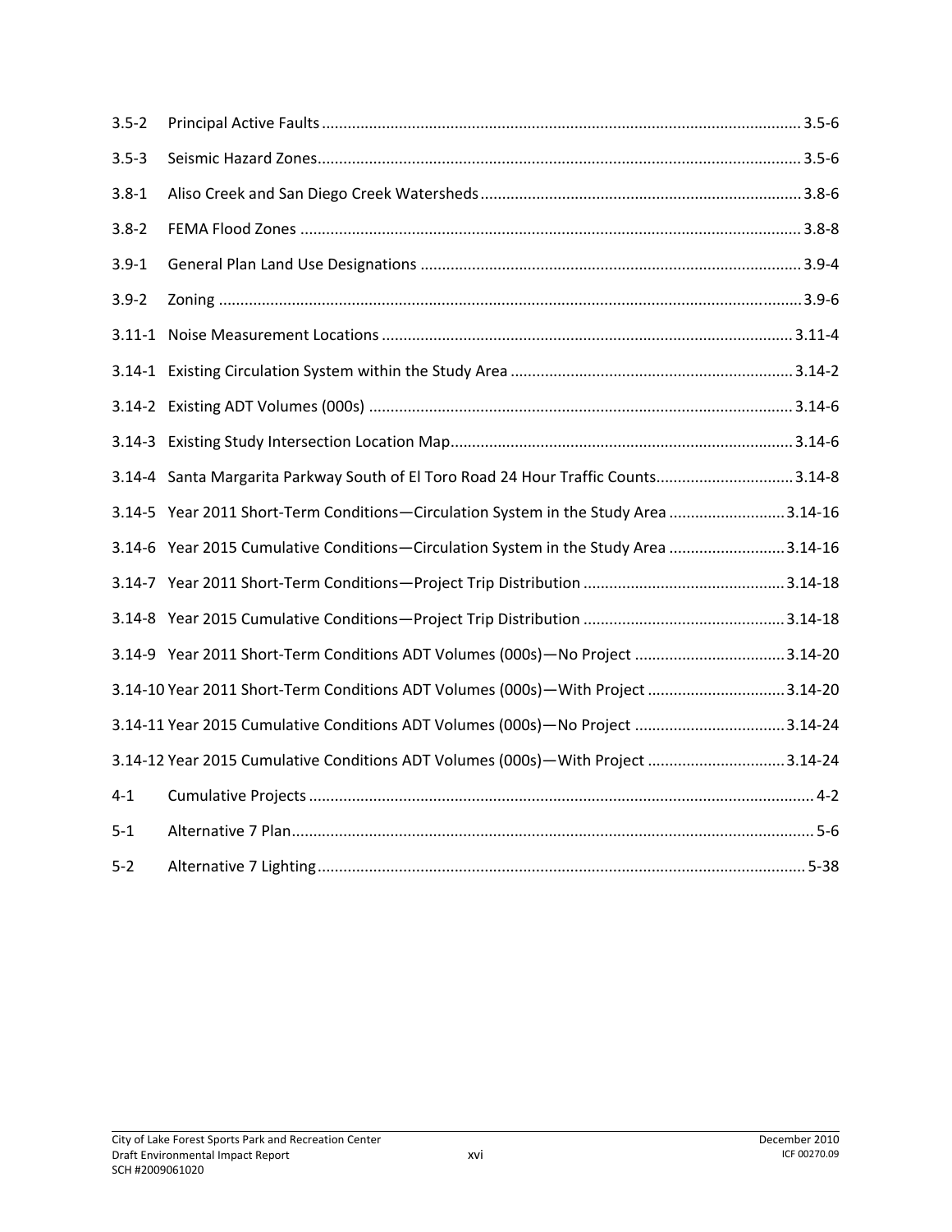| | | |
|---|---|---|
| 3.5-2 | Principal Active Faults | 3.5-6 |
| 3.5-3 | Seismic Hazard Zones | 3.5-6 |
| 3.8-1 | Aliso Creek and San Diego Creek Watersheds | 3.8-6 |
| 3.8-2 | FEMA Flood Zones | 3.8-8 |
| 3.9-1 | General Plan Land Use Designations | 3.9-4 |
| 3.9-2 | Zoning | 3.9-6 |
| 3.11-1 | Noise Measurement Locations | 3.11-4 |
| 3.14-1 | Existing Circulation System within the Study Area | 3.14-2 |
| 3.14-2 | Existing ADT Volumes (000s) | 3.14-6 |
| 3.14-3 | Existing Study Intersection Location Map | 3.14-6 |
| 3.14-4 | Santa Margarita Parkway South of El Toro Road 24 Hour Traffic Counts | 3.14-8 |
| 3.14-5 | Year 2011 Short-Term Conditions—Circulation System in the Study Area | 3.14-16 |
| 3.14-6 | Year 2015 Cumulative Conditions—Circulation System in the Study Area | 3.14-16 |
| 3.14-7 | Year 2011 Short-Term Conditions—Project Trip Distribution | 3.14-18 |
| 3.14-8 | Year 2015 Cumulative Conditions—Project Trip Distribution | 3.14-18 |
| 3.14-9 | Year 2011 Short-Term Conditions ADT Volumes (000s)—No Project | 3.14-20 |
| 3.14-10 | Year 2011 Short-Term Conditions ADT Volumes (000s)—With Project | 3.14-20 |
| 3.14-11 | Year 2015 Cumulative Conditions ADT Volumes (000s)—No Project | 3.14-24 |
| 3.14-12 | Year 2015 Cumulative Conditions ADT Volumes (000s)—With Project | 3.14-24 |
| 4-1 | Cumulative Projects | 4-2 |
| 5-1 | Alternative 7 Plan | 5-6 |
| 5-2 | Alternative 7 Lighting | 5-38 |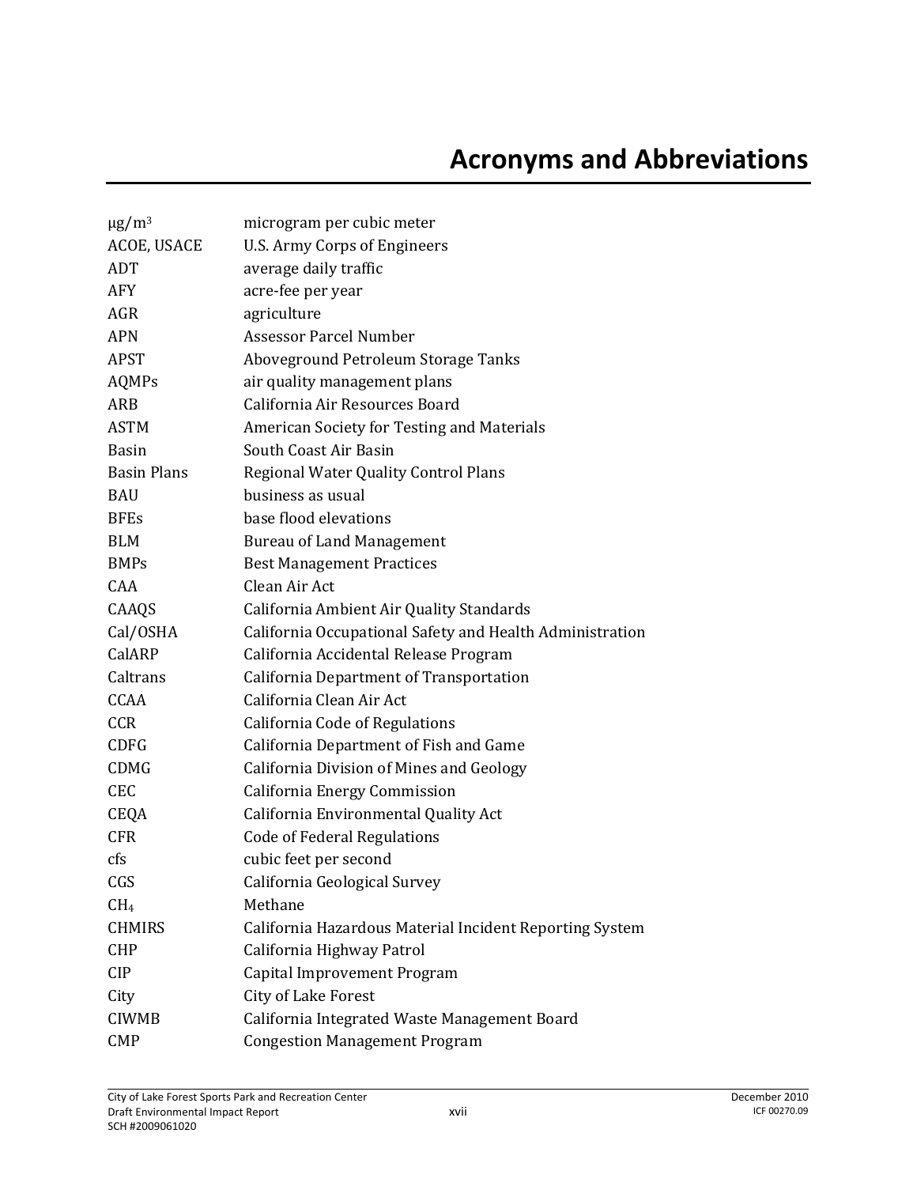# Acronyms and Abbreviations

| | |
|---|---|
| $\mu g/m^3$ | microgram per cubic meter |
| ACOE, USACE | U.S. Army Corps of Engineers |
| ADT | average daily traffic |
| AFY | acre-fee per year |
| AGR | agriculture |
| APN | Assessor Parcel Number |
| APST | Aboveground Petroleum Storage Tanks |
| AQMPs | air quality management plans |
| ARB | California Air Resources Board |
| ASTM | American Society for Testing and Materials |
| Basin | South Coast Air Basin |
| Basin Plans | Regional Water Quality Control Plans |
| BAU | business as usual |
| BFEs | base flood elevations |
| BLM | Bureau of Land Management |
| BMPs | Best Management Practices |
| CAA | Clean Air Act |
| CAAQS | California Ambient Air Quality Standards |
| Cal/OSHA | California Occupational Safety and Health Administration |
| CalARP | California Accidental Release Program |
| Caltrans | California Department of Transportation |
| CCAA | California Clean Air Act |
| CCR | California Code of Regulations |
| CDFG | California Department of Fish and Game |
| CDMG | California Division of Mines and Geology |
| CEC | California Energy Commission |
| CEQA | California Environmental Quality Act |
| CFR | Code of Federal Regulations |
| cfs | cubic feet per second |
| CGS | California Geological Survey |
| $CH_4$ | Methane |
| CHMIRS | California Hazardous Material Incident Reporting System |
| CHP | California Highway Patrol |
| CIP | Capital Improvement Program |
| City | City of Lake Forest |
| CIWMB | California Integrated Waste Management Board |
| CMP | Congestion Management Program |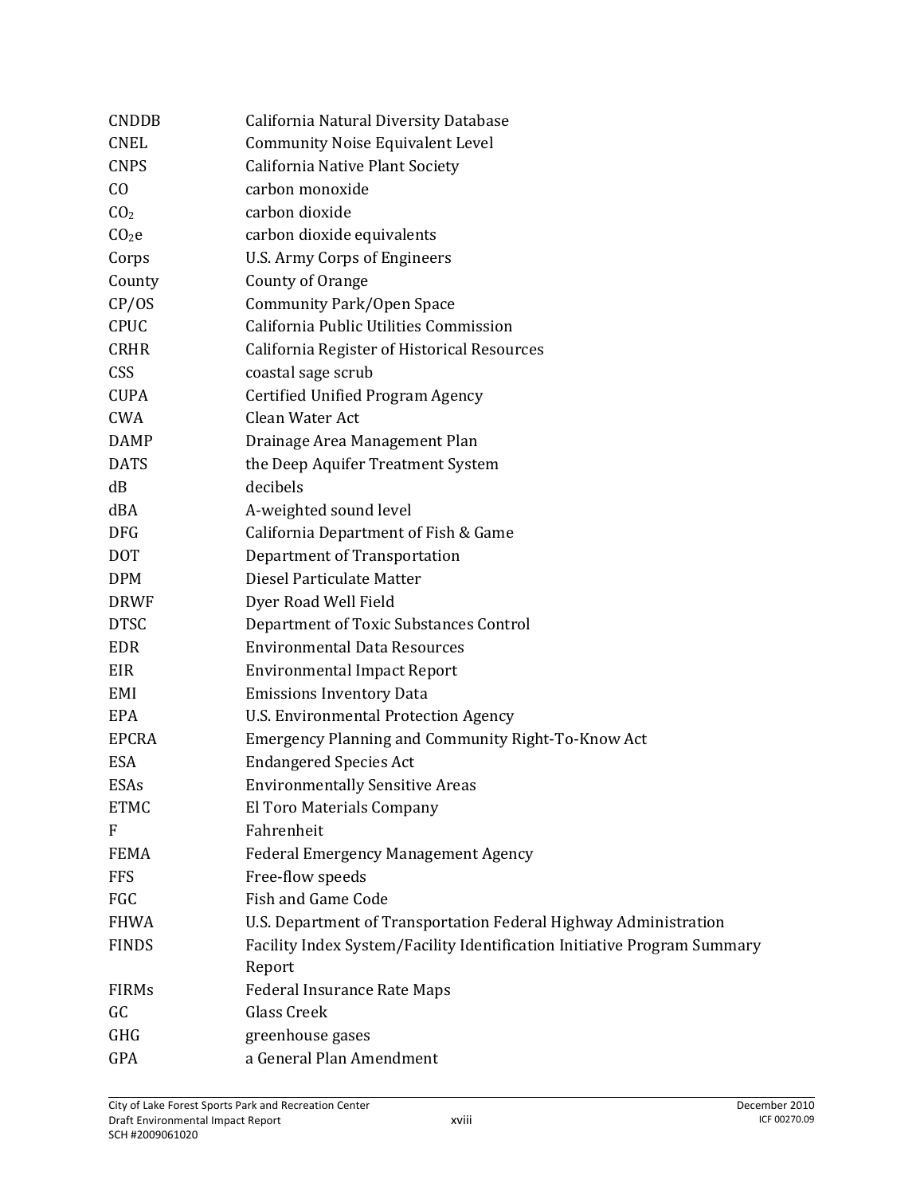| | |
|---|---|
| CNDDB | California Natural Diversity Database |
| CNEL | Community Noise Equivalent Level |
| CNPS | California Native Plant Society |
| CO | carbon monoxide |
| $CO_2$ | carbon dioxide |
| $CO_2e$ | carbon dioxide equivalents |
| Corps | U.S. Army Corps of Engineers |
| County | County of Orange |
| CP/OS | Community Park/Open Space |
| CPUC | California Public Utilities Commission |
| CRHR | California Register of Historical Resources |
| CSS | coastal sage scrub |
| CUPA | Certified Unified Program Agency |
| CWA | Clean Water Act |
| DAMP | Drainage Area Management Plan |
| DATS | the Deep Aquifer Treatment System |
| dB | decibels |
| dBA | A-weighted sound level |
| DFG | California Department of Fish & Game |
| DOT | Department of Transportation |
| DPM | Diesel Particulate Matter |
| DRWF | Dyer Road Well Field |
| DTSC | Department of Toxic Substances Control |
| EDR | Environmental Data Resources |
| EIR | Environmental Impact Report |
| EMI | Emissions Inventory Data |
| EPA | U.S. Environmental Protection Agency |
| EPCRA | Emergency Planning and Community Right-To-Know Act |
| ESA | Endangered Species Act |
| ESAs | Environmentally Sensitive Areas |
| ETMC | El Toro Materials Company |
| F | Fahrenheit |
| FEMA | Federal Emergency Management Agency |
| FFS | Free-flow speeds |
| FGC | Fish and Game Code |
| FHWA | U.S. Department of Transportation Federal Highway Administration |
| FINDS | Facility Index System/Facility Identification Initiative Program Summary Report |
| FIRMs | Federal Insurance Rate Maps |
| GC | Glass Creek |
| GHG | greenhouse gases |
| GPA | a General Plan Amendment |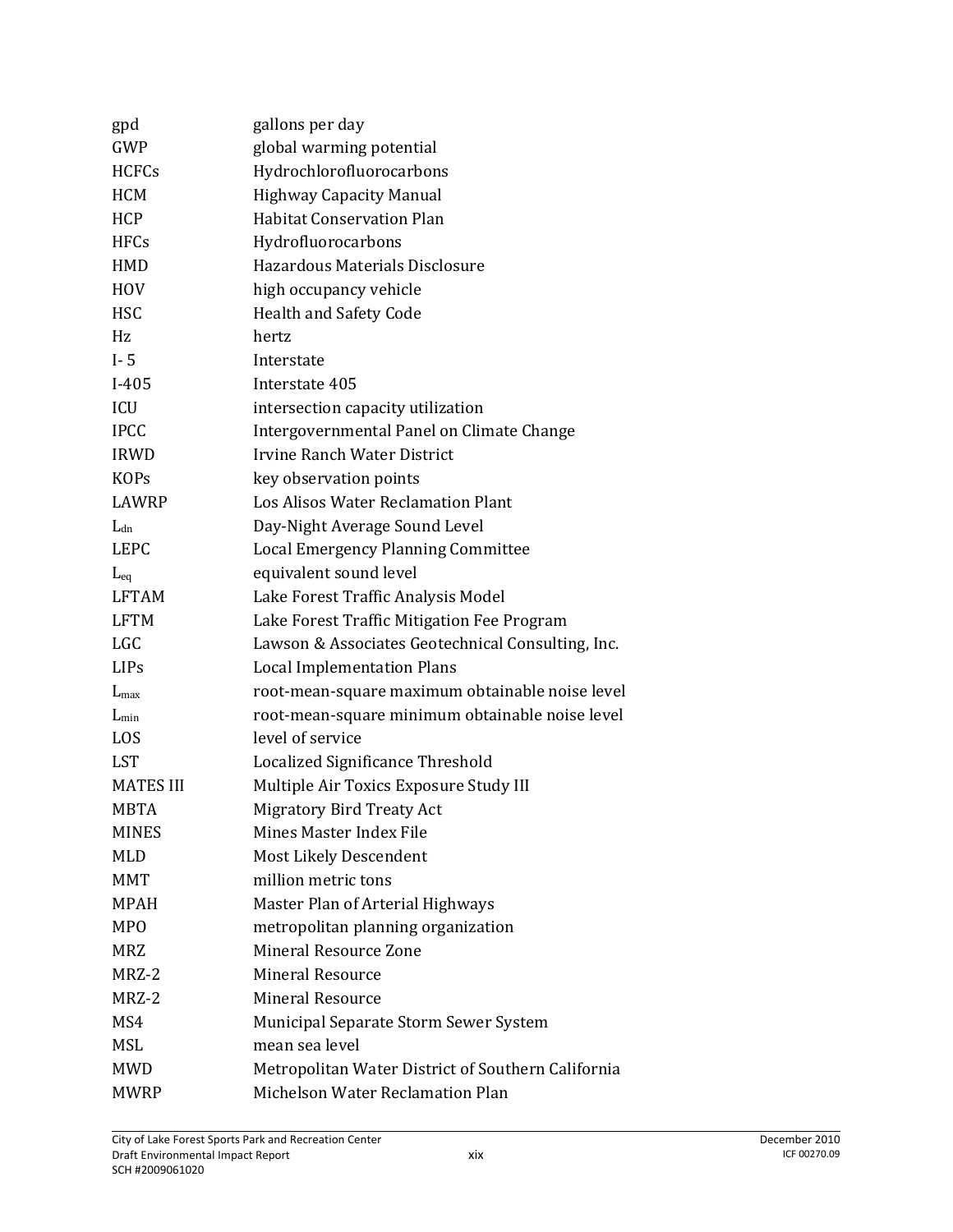| | |
|---|---|
| gpd | gallons per day |
| GWP | global warming potential |
| HCFCs | Hydrochlorofluorocarbons |
| HCM | Highway Capacity Manual |
| HCP | Habitat Conservation Plan |
| HFCs | Hydrofluorocarbons |
| HMD | Hazardous Materials Disclosure |
| HOV | high occupancy vehicle |
| HSC | Health and Safety Code |
| Hz | hertz |
| I- 5 | Interstate |
| I-405 | Interstate 405 |
| ICU | intersection capacity utilization |
| IPCC | Intergovernmental Panel on Climate Change |
| IRWD | Irvine Ranch Water District |
| KOPs | key observation points |
| LAWRP | Los Alisos Water Reclamation Plant |
| $L_{dn}$ | Day-Night Average Sound Level |
| LEPC | Local Emergency Planning Committee |
| $L_{eq}$ | equivalent sound level |
| LFTAM | Lake Forest Traffic Analysis Model |
| LFTM | Lake Forest Traffic Mitigation Fee Program |
| LGC | Lawson & Associates Geotechnical Consulting, Inc. |
| LIPs | Local Implementation Plans |
| $L_{max}$ | root-mean-square maximum obtainable noise level |
| $L_{min}$ | root-mean-square minimum obtainable noise level |
| LOS | level of service |
| LST | Localized Significance Threshold |
| MATES III | Multiple Air Toxics Exposure Study III |
| MBTA | Migratory Bird Treaty Act |
| MINES | Mines Master Index File |
| MLD | Most Likely Descendent |
| MMT | million metric tons |
| MPAH | Master Plan of Arterial Highways |
| MPO | metropolitan planning organization |
| MRZ | Mineral Resource Zone |
| MRZ-2 | Mineral Resource |
| MRZ-2 | Mineral Resource |
| MS4 | Municipal Separate Storm Sewer System |
| MSL | mean sea level |
| MWD | Metropolitan Water District of Southern California |
| MWRP | Michelson Water Reclamation Plan |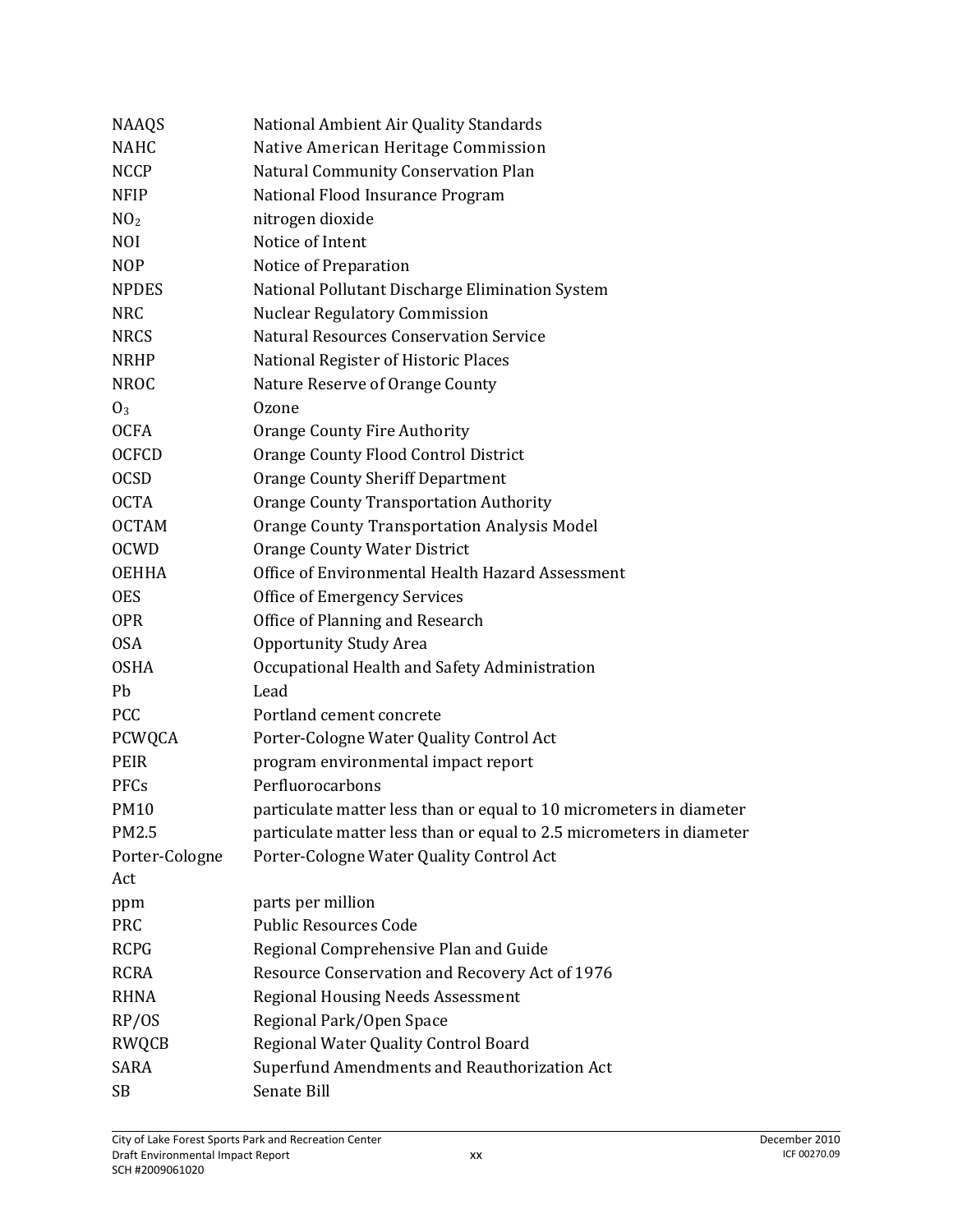| | |
|---|---|
| NAAQS | National Ambient Air Quality Standards |
| NAHC | Native American Heritage Commission |
| NCCP | Natural Community Conservation Plan |
| NFIP | National Flood Insurance Program |
| $NO_2$ | nitrogen dioxide |
| NOI | Notice of Intent |
| NOP | Notice of Preparation |
| NPDES | National Pollutant Discharge Elimination System |
| NRC | Nuclear Regulatory Commission |
| NRCS | Natural Resources Conservation Service |
| NRHP | National Register of Historic Places |
| NROC | Nature Reserve of Orange County |
| $O_3$ | Ozone |
| OCFA | Orange County Fire Authority |
| OCFCD | Orange County Flood Control District |
| OCSD | Orange County Sheriff Department |
| OCTA | Orange County Transportation Authority |
| OCTAM | Orange County Transportation Analysis Model |
| OCWD | Orange County Water District |
| OEHHA | Office of Environmental Health Hazard Assessment |
| OES | Office of Emergency Services |
| OPR | Office of Planning and Research |
| OSA | Opportunity Study Area |
| OSHA | Occupational Health and Safety Administration |
| Pb | Lead |
| PCC | Portland cement concrete |
| PCWQCA | Porter-Cologne Water Quality Control Act |
| PEIR | program environmental impact report |
| PFCs | Perfluorocarbons |
| PM10 | particulate matter less than or equal to 10 micrometers in diameter |
| PM2.5 | particulate matter less than or equal to 2.5 micrometers in diameter |
| Porter-Cologne Act | Porter-Cologne Water Quality Control Act |
| ppm | parts per million |
| PRC | Public Resources Code |
| RCPG | Regional Comprehensive Plan and Guide |
| RCRA | Resource Conservation and Recovery Act of 1976 |
| RHNA | Regional Housing Needs Assessment |
| RP/OS | Regional Park/Open Space |
| RWQCB | Regional Water Quality Control Board |
| SARA | Superfund Amendments and Reauthorization Act |
| SB | Senate Bill |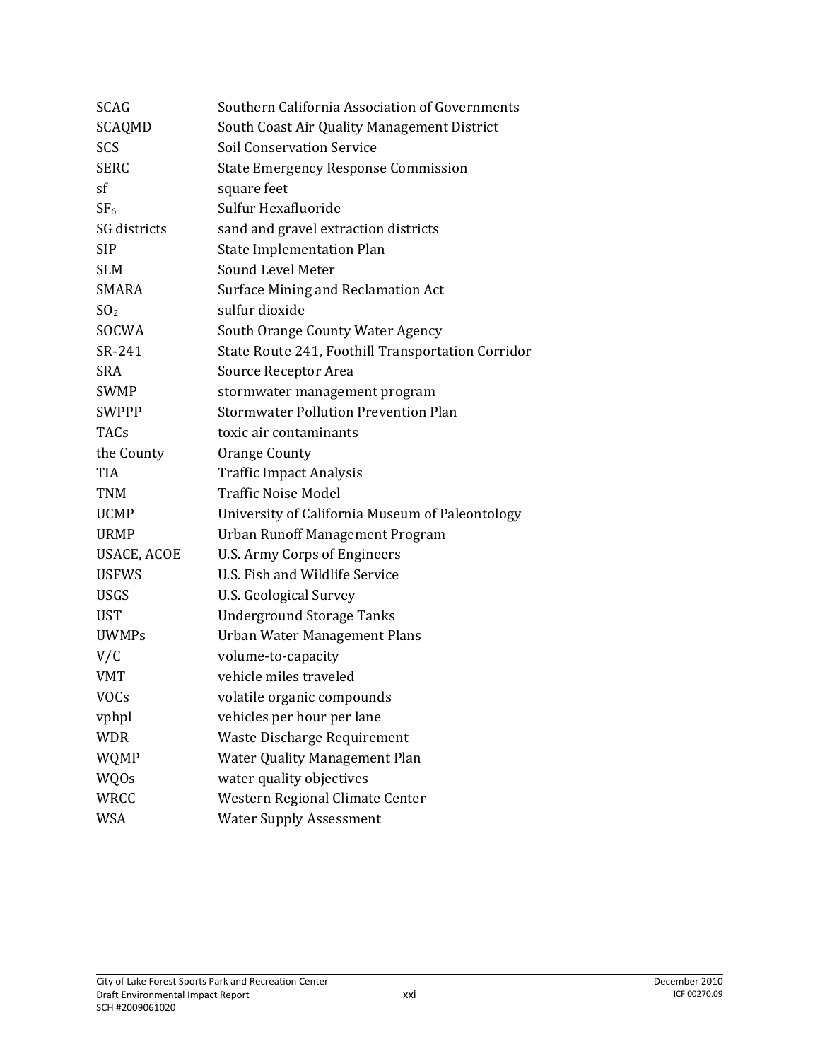| | |
|---|---|
| SCAG | Southern California Association of Governments |
| SCAQMD | South Coast Air Quality Management District |
| SCS | Soil Conservation Service |
| SERC | State Emergency Response Commission |
| sf | square feet |
| $SF_6$ | Sulfur Hexafluoride |
| SG districts | sand and gravel extraction districts |
| SIP | State Implementation Plan |
| SLM | Sound Level Meter |
| SMARA | Surface Mining and Reclamation Act |
| $SO_2$ | sulfur dioxide |
| SOCWA | South Orange County Water Agency |
| SR-241 | State Route 241, Foothill Transportation Corridor |
| SRA | Source Receptor Area |
| SWMP | stormwater management program |
| SWPPP | Stormwater Pollution Prevention Plan |
| TACs | toxic air contaminants |
| the County | Orange County |
| TIA | Traffic Impact Analysis |
| TNM | Traffic Noise Model |
| UCMP | University of California Museum of Paleontology |
| URMP | Urban Runoff Management Program |
| USACE, ACOE | U.S. Army Corps of Engineers |
| USFWS | U.S. Fish and Wildlife Service |
| USGS | U.S. Geological Survey |
| UST | Underground Storage Tanks |
| UWMPs | Urban Water Management Plans |
| V/C | volume-to-capacity |
| VMT | vehicle miles traveled |
| VOCs | volatile organic compounds |
| vphpl | vehicles per hour per lane |
| WDR | Waste Discharge Requirement |
| WQMP | Water Quality Management Plan |
| WQOs | water quality objectives |
| WRCC | Western Regional Climate Center |
| WSA | Water Supply Assessment |